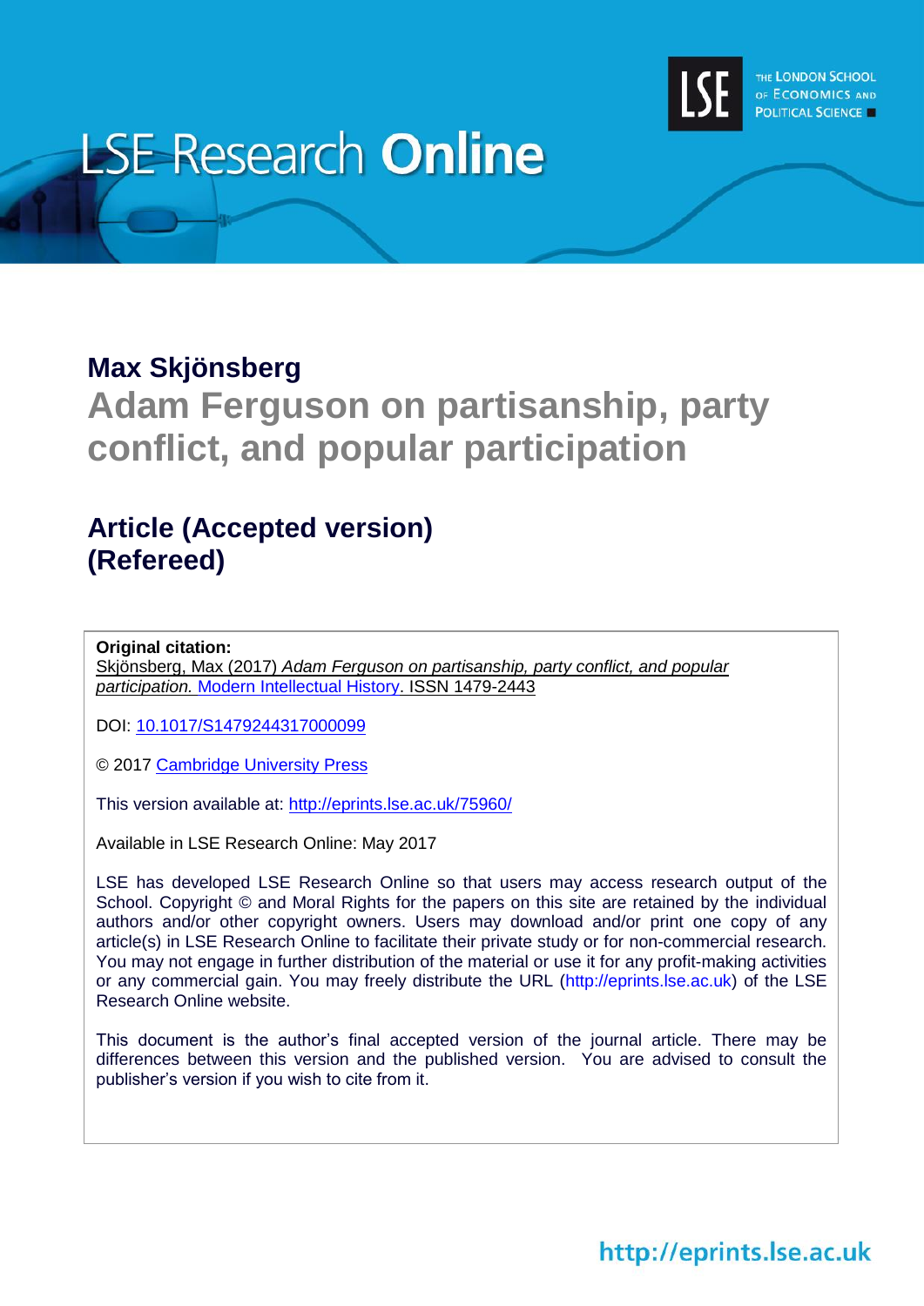# LSE Research Online

THE LONDON SCHOOL OF ECONOMICS AND POLITICAL SCIENCE

**Max Skjönsberg**

## Adam Ferguson on partisanship, party conflict, and popular participation

## Article (Accepted version) (Refereed)

**Original citation:**
Skjönsberg, Max (2017) *Adam Ferguson on partisanship, party conflict, and popular participation.* Modern Intellectual History. ISSN 1479-2443

DOI: 10.1017/S1479244317000099

© 2017 Cambridge University Press

This version available at: http://eprints.lse.ac.uk/75960/

Available in LSE Research Online: May 2017

LSE has developed LSE Research Online so that users may access research output of the School. Copyright © and Moral Rights for the papers on this site are retained by the individual authors and/or other copyright owners. Users may download and/or print one copy of any article(s) in LSE Research Online to facilitate their private study or for non-commercial research. You may not engage in further distribution of the material or use it for any profit-making activities or any commercial gain. You may freely distribute the URL (http://eprints.lse.ac.uk) of the LSE Research Online website.

This document is the author's final accepted version of the journal article. There may be differences between this version and the published version. You are advised to consult the publisher's version if you wish to cite from it.

http://eprints.lse.ac.uk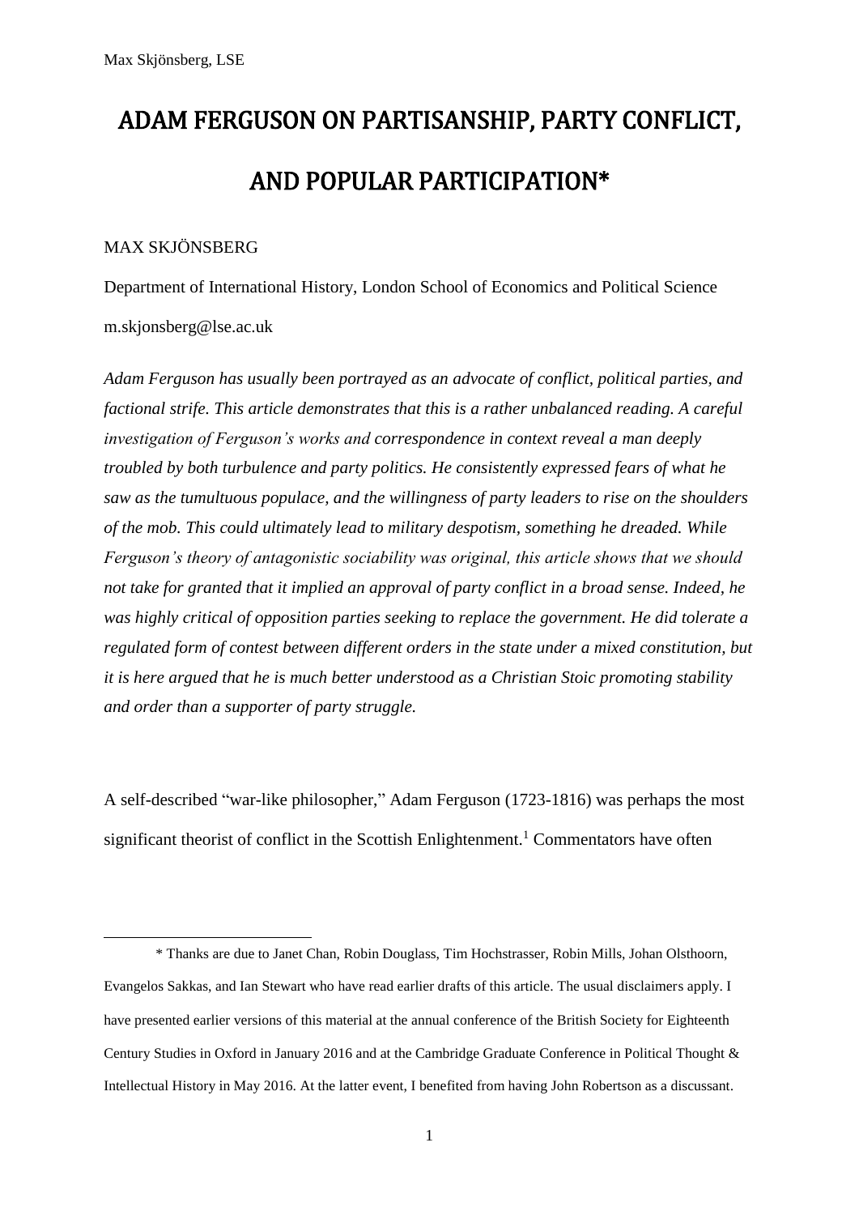# ADAM FERGUSON ON PARTISANSHIP, PARTY CONFLICT, AND POPULAR PARTICIPATION*

MAX SKJÖNSBERG

Department of International History, London School of Economics and Political Science

m.skjonsberg@lse.ac.uk

*Adam Ferguson has usually been portrayed as an advocate of conflict, political parties, and factional strife. This article demonstrates that this is a rather unbalanced reading. A careful investigation of Ferguson's works and correspondence in context reveal a man deeply troubled by both turbulence and party politics. He consistently expressed fears of what he saw as the tumultuous populace, and the willingness of party leaders to rise on the shoulders of the mob. This could ultimately lead to military despotism, something he dreaded. While Ferguson's theory of antagonistic sociability was original, this article shows that we should not take for granted that it implied an approval of party conflict in a broad sense. Indeed, he was highly critical of opposition parties seeking to replace the government. He did tolerate a regulated form of contest between different orders in the state under a mixed constitution, but it is here argued that he is much better understood as a Christian Stoic promoting stability and order than a supporter of party struggle.*

A self-described "war-like philosopher," Adam Ferguson (1723-1816) was perhaps the most significant theorist of conflict in the Scottish Enlightenment.[1] Commentators have often

---

\* Thanks are due to Janet Chan, Robin Douglass, Tim Hochstrasser, Robin Mills, Johan Olsthoorn, Evangelos Sakkas, and Ian Stewart who have read earlier drafts of this article. The usual disclaimers apply. I have presented earlier versions of this material at the annual conference of the British Society for Eighteenth Century Studies in Oxford in January 2016 and at the Cambridge Graduate Conference in Political Thought & Intellectual History in May 2016. At the latter event, I benefited from having John Robertson as a discussant.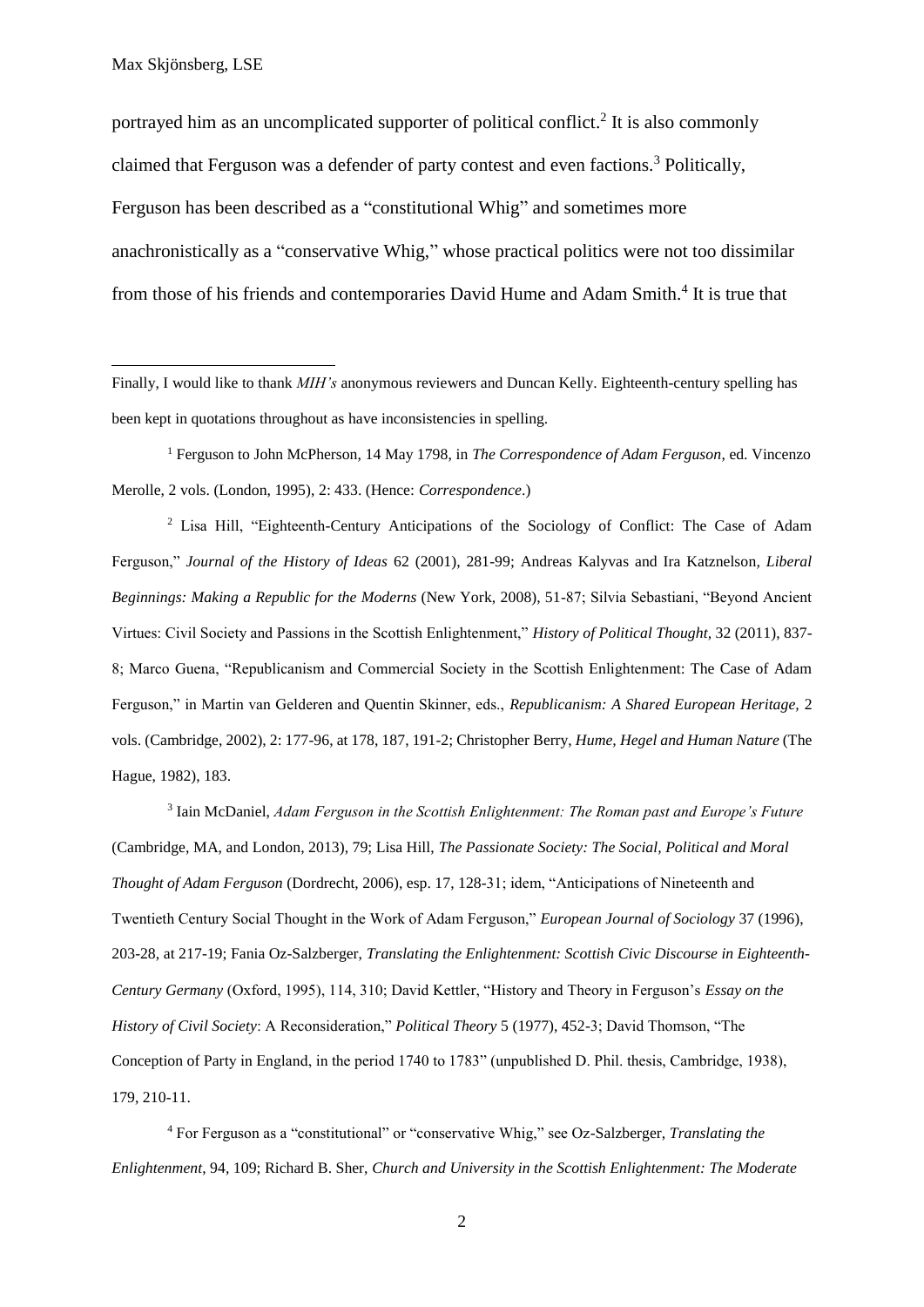portrayed him as an uncomplicated supporter of political conflict.[2] It is also commonly claimed that Ferguson was a defender of party contest and even factions.[3] Politically, Ferguson has been described as a "constitutional Whig" and sometimes more anachronistically as a "conservative Whig," whose practical politics were not too dissimilar from those of his friends and contemporaries David Hume and Adam Smith.[4] It is true that

---

Finally, I would like to thank *MIH's* anonymous reviewers and Duncan Kelly. Eighteenth-century spelling has been kept in quotations throughout as have inconsistencies in spelling.

[1] Ferguson to John McPherson, 14 May 1798, in *The Correspondence of Adam Ferguson*, ed. Vincenzo Merolle, 2 vols. (London, 1995), 2: 433. (Hence: *Correspondence*.)

[2] Lisa Hill, "Eighteenth-Century Anticipations of the Sociology of Conflict: The Case of Adam Ferguson," *Journal of the History of Ideas* 62 (2001), 281-99; Andreas Kalyvas and Ira Katznelson, *Liberal Beginnings: Making a Republic for the Moderns* (New York, 2008), 51-87; Silvia Sebastiani, "Beyond Ancient Virtues: Civil Society and Passions in the Scottish Enlightenment," *History of Political Thought,* 32 (2011), 837-8; Marco Guena, "Republicanism and Commercial Society in the Scottish Enlightenment: The Case of Adam Ferguson," in Martin van Gelderen and Quentin Skinner, eds., *Republicanism: A Shared European Heritage,* 2 vols. (Cambridge, 2002), 2: 177-96, at 178, 187, 191-2; Christopher Berry, *Hume, Hegel and Human Nature* (The Hague, 1982), 183.

[3] Iain McDaniel, *Adam Ferguson in the Scottish Enlightenment: The Roman past and Europe's Future* (Cambridge, MA, and London, 2013), 79; Lisa Hill, *The Passionate Society: The Social, Political and Moral Thought of Adam Ferguson* (Dordrecht, 2006), esp. 17, 128-31; idem, "Anticipations of Nineteenth and Twentieth Century Social Thought in the Work of Adam Ferguson," *European Journal of Sociology* 37 (1996), 203-28, at 217-19; Fania Oz-Salzberger, *Translating the Enlightenment: Scottish Civic Discourse in Eighteenth-Century Germany* (Oxford, 1995), 114, 310; David Kettler, "History and Theory in Ferguson's *Essay on the History of Civil Society*: A Reconsideration," *Political Theory* 5 (1977), 452-3; David Thomson, "The Conception of Party in England, in the period 1740 to 1783" (unpublished D. Phil. thesis, Cambridge, 1938), 179, 210-11.

[4] For Ferguson as a "constitutional" or "conservative Whig," see Oz-Salzberger, *Translating the Enlightenment*, 94, 109; Richard B. Sher, *Church and University in the Scottish Enlightenment: The Moderate*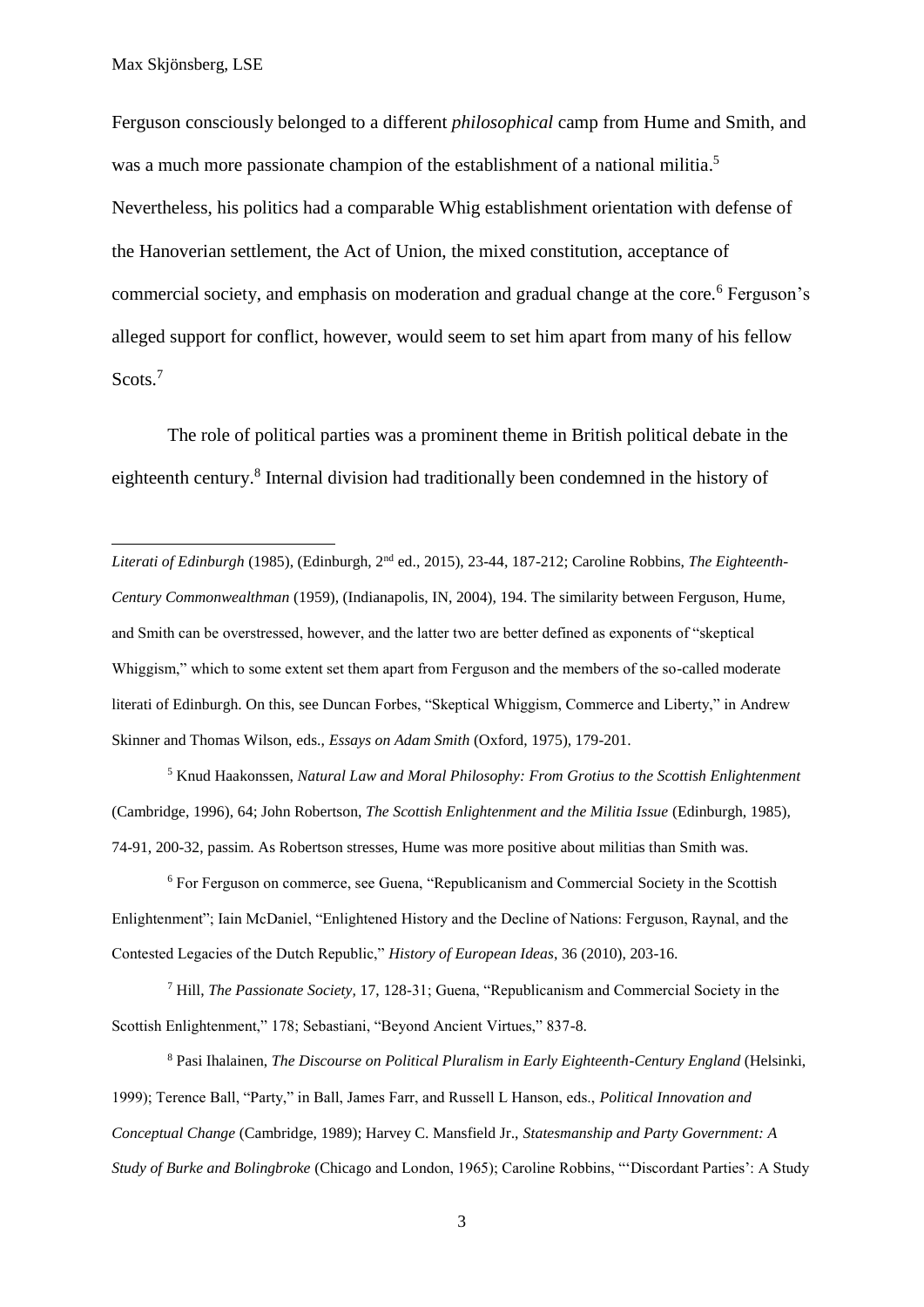Ferguson consciously belonged to a different *philosophical* camp from Hume and Smith, and was a much more passionate champion of the establishment of a national militia.[5] Nevertheless, his politics had a comparable Whig establishment orientation with defense of the Hanoverian settlement, the Act of Union, the mixed constitution, acceptance of commercial society, and emphasis on moderation and gradual change at the core.[6] Ferguson's alleged support for conflict, however, would seem to set him apart from many of his fellow Scots.[7]

The role of political parties was a prominent theme in British political debate in the eighteenth century.[8] Internal division had traditionally been condemned in the history of

---

*Literati of Edinburgh* (1985), (Edinburgh, 2nd ed., 2015), 23-44, 187-212; Caroline Robbins, *The Eighteenth-Century Commonwealthman* (1959), (Indianapolis, IN, 2004), 194. The similarity between Ferguson, Hume, and Smith can be overstressed, however, and the latter two are better defined as exponents of "skeptical Whiggism," which to some extent set them apart from Ferguson and the members of the so-called moderate literati of Edinburgh. On this, see Duncan Forbes, "Skeptical Whiggism, Commerce and Liberty," in Andrew Skinner and Thomas Wilson, eds., *Essays on Adam Smith* (Oxford, 1975), 179-201.

[5] Knud Haakonssen, *Natural Law and Moral Philosophy: From Grotius to the Scottish Enlightenment* (Cambridge, 1996), 64; John Robertson, *The Scottish Enlightenment and the Militia Issue* (Edinburgh, 1985), 74-91, 200-32, passim. As Robertson stresses, Hume was more positive about militias than Smith was.

[6] For Ferguson on commerce, see Guena, "Republicanism and Commercial Society in the Scottish Enlightenment"; Iain McDaniel, "Enlightened History and the Decline of Nations: Ferguson, Raynal, and the Contested Legacies of the Dutch Republic," *History of European Ideas*, 36 (2010), 203-16.

[7] Hill, *The Passionate Society*, 17, 128-31; Guena, "Republicanism and Commercial Society in the Scottish Enlightenment," 178; Sebastiani, "Beyond Ancient Virtues," 837-8.

[8] Pasi Ihalainen, *The Discourse on Political Pluralism in Early Eighteenth-Century England* (Helsinki, 1999); Terence Ball, "Party," in Ball, James Farr, and Russell L Hanson, eds., *Political Innovation and Conceptual Change* (Cambridge, 1989); Harvey C. Mansfield Jr., *Statesmanship and Party Government: A Study of Burke and Bolingbroke* (Chicago and London, 1965); Caroline Robbins, "'Discordant Parties': A Study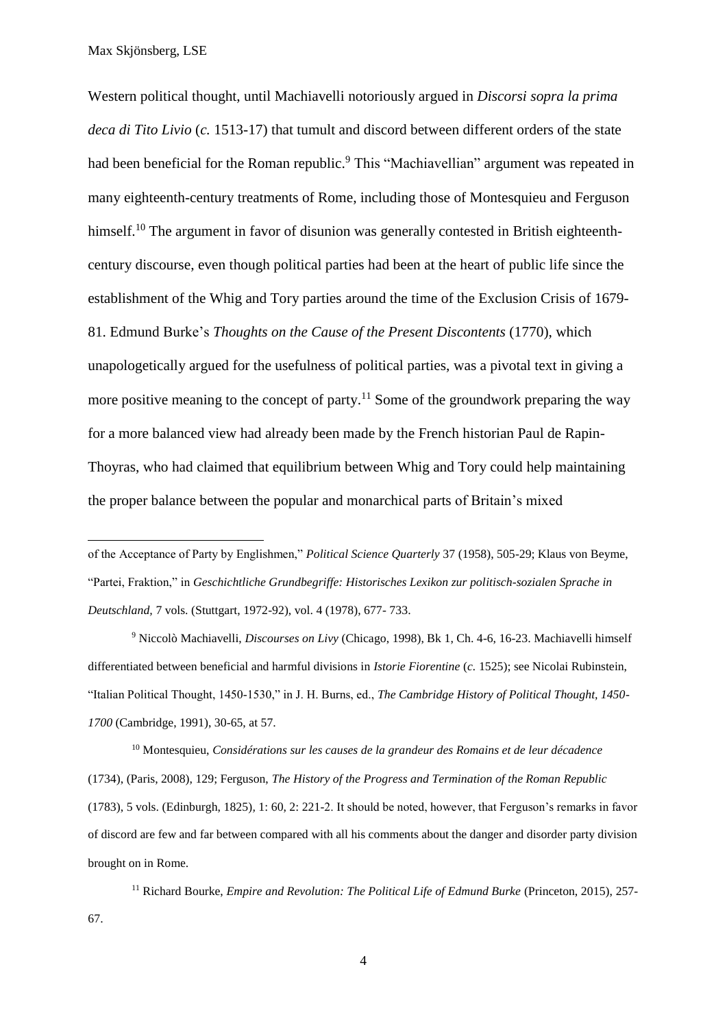Western political thought, until Machiavelli notoriously argued in *Discorsi sopra la prima deca di Tito Livio* (*c.* 1513-17) that tumult and discord between different orders of the state had been beneficial for the Roman republic.[9] This "Machiavellian" argument was repeated in many eighteenth-century treatments of Rome, including those of Montesquieu and Ferguson himself.[10] The argument in favor of disunion was generally contested in British eighteenth-century discourse, even though political parties had been at the heart of public life since the establishment of the Whig and Tory parties around the time of the Exclusion Crisis of 1679-81. Edmund Burke's *Thoughts on the Cause of the Present Discontents* (1770), which unapologetically argued for the usefulness of political parties, was a pivotal text in giving a more positive meaning to the concept of party.[11] Some of the groundwork preparing the way for a more balanced view had already been made by the French historian Paul de Rapin-Thoyras, who had claimed that equilibrium between Whig and Tory could help maintaining the proper balance between the popular and monarchical parts of Britain's mixed

---

of the Acceptance of Party by Englishmen," *Political Science Quarterly* 37 (1958), 505-29; Klaus von Beyme, "Partei, Fraktion," in *Geschichtliche Grundbegriffe: Historisches Lexikon zur politisch-sozialen Sprache in Deutschland*, 7 vols. (Stuttgart, 1972-92), vol. 4 (1978), 677- 733.

[9] Niccolò Machiavelli, *Discourses on Livy* (Chicago, 1998), Bk 1, Ch. 4-6, 16-23. Machiavelli himself differentiated between beneficial and harmful divisions in *Istorie Fiorentine* (*c.* 1525); see Nicolai Rubinstein, "Italian Political Thought, 1450-1530," in J. H. Burns, ed., *The Cambridge History of Political Thought, 1450-1700* (Cambridge, 1991), 30-65, at 57.

[10] Montesquieu, *Considérations sur les causes de la grandeur des Romains et de leur décadence* (1734), (Paris, 2008), 129; Ferguson, *The History of the Progress and Termination of the Roman Republic* (1783), 5 vols. (Edinburgh, 1825), 1: 60, 2: 221-2. It should be noted, however, that Ferguson's remarks in favor of discord are few and far between compared with all his comments about the danger and disorder party division brought on in Rome.

[11] Richard Bourke, *Empire and Revolution: The Political Life of Edmund Burke* (Princeton, 2015), 257-67.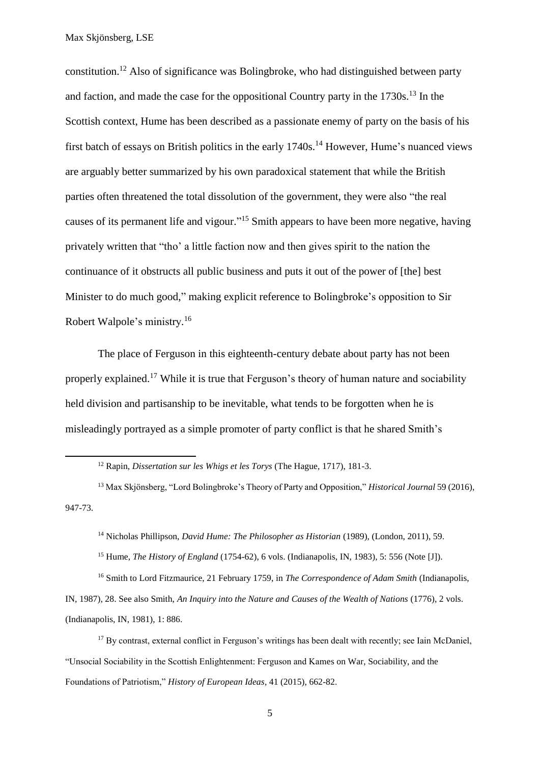constitution.[12] Also of significance was Bolingbroke, who had distinguished between party and faction, and made the case for the oppositional Country party in the 1730s.[13] In the Scottish context, Hume has been described as a passionate enemy of party on the basis of his first batch of essays on British politics in the early 1740s.[14] However, Hume's nuanced views are arguably better summarized by his own paradoxical statement that while the British parties often threatened the total dissolution of the government, they were also "the real causes of its permanent life and vigour."[15] Smith appears to have been more negative, having privately written that "tho' a little faction now and then gives spirit to the nation the continuance of it obstructs all public business and puts it out of the power of [the] best Minister to do much good," making explicit reference to Bolingbroke's opposition to Sir Robert Walpole's ministry.[16]

The place of Ferguson in this eighteenth-century debate about party has not been properly explained.[17] While it is true that Ferguson's theory of human nature and sociability held division and partisanship to be inevitable, what tends to be forgotten when he is misleadingly portrayed as a simple promoter of party conflict is that he shared Smith's

---

[12] Rapin, *Dissertation sur les Whigs et les Torys* (The Hague, 1717), 181-3.

[13] Max Skjönsberg, "Lord Bolingbroke's Theory of Party and Opposition," *Historical Journal* 59 (2016), 947-73.

[14] Nicholas Phillipson, *David Hume: The Philosopher as Historian* (1989), (London, 2011), 59.

[15] Hume, *The History of England* (1754-62), 6 vols. (Indianapolis, IN, 1983), 5: 556 (Note [J]).

[16] Smith to Lord Fitzmaurice, 21 February 1759, in *The Correspondence of Adam Smith* (Indianapolis, IN, 1987), 28. See also Smith, *An Inquiry into the Nature and Causes of the Wealth of Nations* (1776), 2 vols. (Indianapolis, IN, 1981), 1: 886.

[17] By contrast, external conflict in Ferguson's writings has been dealt with recently; see Iain McDaniel, "Unsocial Sociability in the Scottish Enlightenment: Ferguson and Kames on War, Sociability, and the Foundations of Patriotism," *History of European Ideas*, 41 (2015), 662-82.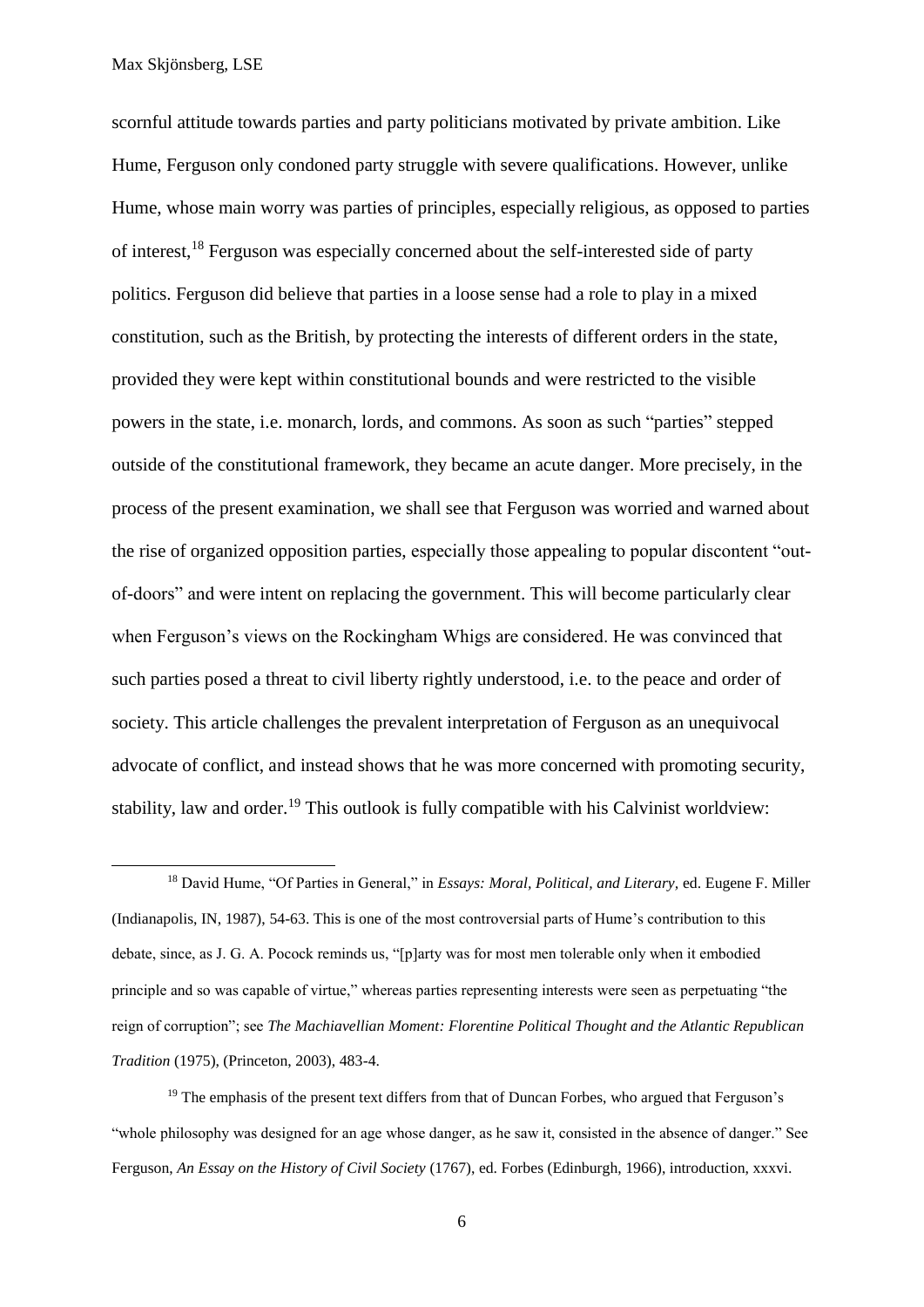scornful attitude towards parties and party politicians motivated by private ambition. Like Hume, Ferguson only condoned party struggle with severe qualifications. However, unlike Hume, whose main worry was parties of principles, especially religious, as opposed to parties of interest,[18] Ferguson was especially concerned about the self-interested side of party politics. Ferguson did believe that parties in a loose sense had a role to play in a mixed constitution, such as the British, by protecting the interests of different orders in the state, provided they were kept within constitutional bounds and were restricted to the visible powers in the state, i.e. monarch, lords, and commons. As soon as such "parties" stepped outside of the constitutional framework, they became an acute danger. More precisely, in the process of the present examination, we shall see that Ferguson was worried and warned about the rise of organized opposition parties, especially those appealing to popular discontent "out-of-doors" and were intent on replacing the government. This will become particularly clear when Ferguson's views on the Rockingham Whigs are considered. He was convinced that such parties posed a threat to civil liberty rightly understood, i.e. to the peace and order of society. This article challenges the prevalent interpretation of Ferguson as an unequivocal advocate of conflict, and instead shows that he was more concerned with promoting security, stability, law and order.[19] This outlook is fully compatible with his Calvinist worldview:

[18] David Hume, "Of Parties in General," in *Essays: Moral, Political, and Literary,* ed. Eugene F. Miller (Indianapolis, IN, 1987), 54-63. This is one of the most controversial parts of Hume's contribution to this debate, since, as J. G. A. Pocock reminds us, "[p]arty was for most men tolerable only when it embodied principle and so was capable of virtue," whereas parties representing interests were seen as perpetuating "the reign of corruption"; see *The Machiavellian Moment: Florentine Political Thought and the Atlantic Republican Tradition* (1975), (Princeton, 2003), 483-4.

[19] The emphasis of the present text differs from that of Duncan Forbes, who argued that Ferguson's "whole philosophy was designed for an age whose danger, as he saw it, consisted in the absence of danger." See Ferguson, *An Essay on the History of Civil Society* (1767), ed. Forbes (Edinburgh, 1966), introduction, xxxvi.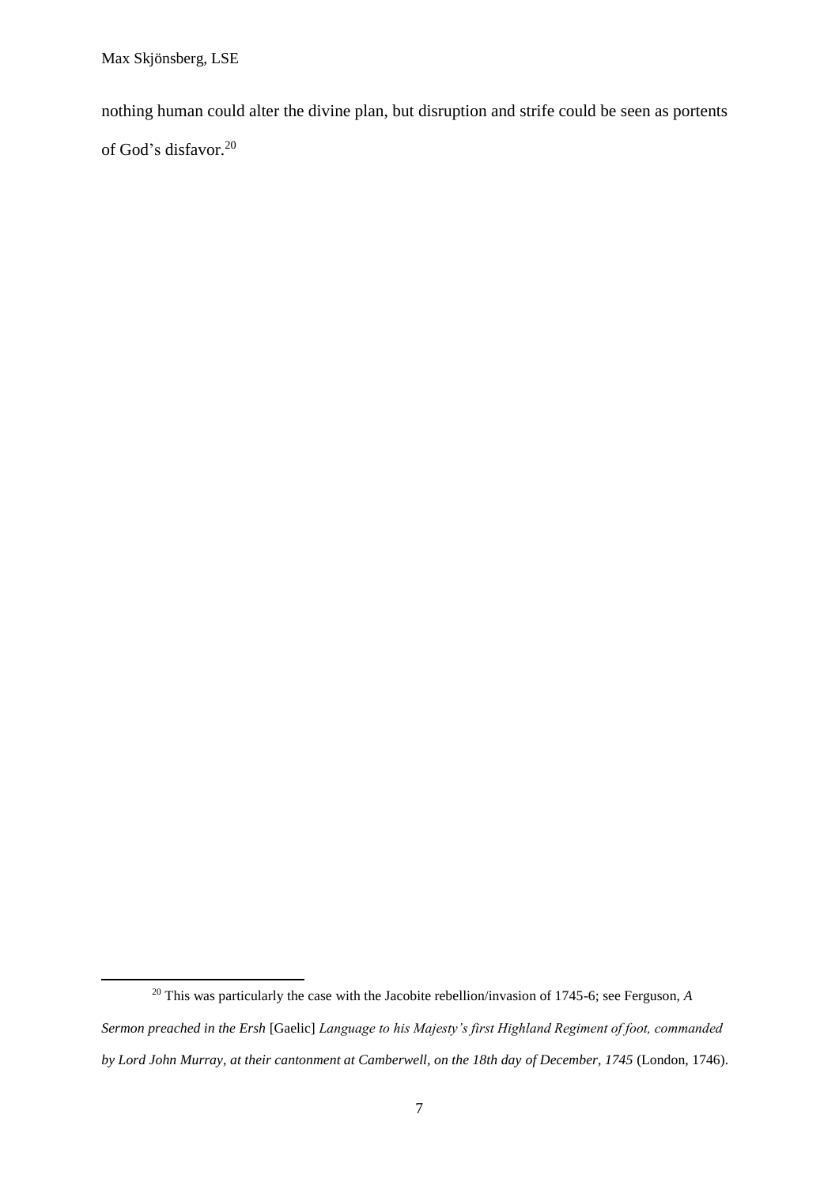nothing human could alter the divine plan, but disruption and strife could be seen as portents of God's disfavor.[20]

[20] This was particularly the case with the Jacobite rebellion/invasion of 1745-6; see Ferguson, *A Sermon preached in the Ersh* [Gaelic] *Language to his Majesty's first Highland Regiment of foot, commanded by Lord John Murray, at their cantonment at Camberwell, on the 18th day of December, 1745* (London, 1746).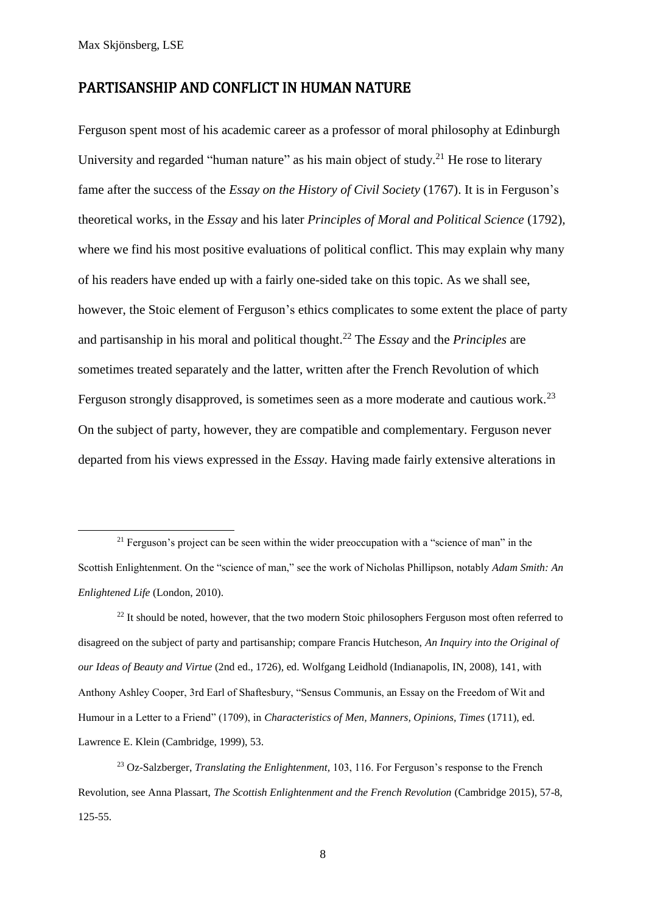## PARTISANSHIP AND CONFLICT IN HUMAN NATURE

Ferguson spent most of his academic career as a professor of moral philosophy at Edinburgh University and regarded "human nature" as his main object of study.[21] He rose to literary fame after the success of the *Essay on the History of Civil Society* (1767). It is in Ferguson's theoretical works, in the *Essay* and his later *Principles of Moral and Political Science* (1792), where we find his most positive evaluations of political conflict. This may explain why many of his readers have ended up with a fairly one-sided take on this topic. As we shall see, however, the Stoic element of Ferguson's ethics complicates to some extent the place of party and partisanship in his moral and political thought.[22] The *Essay* and the *Principles* are sometimes treated separately and the latter, written after the French Revolution of which Ferguson strongly disapproved, is sometimes seen as a more moderate and cautious work.[23] On the subject of party, however, they are compatible and complementary. Ferguson never departed from his views expressed in the *Essay*. Having made fairly extensive alterations in

[21] Ferguson's project can be seen within the wider preoccupation with a "science of man" in the Scottish Enlightenment. On the "science of man," see the work of Nicholas Phillipson, notably *Adam Smith: An Enlightened Life* (London, 2010).

[22] It should be noted, however, that the two modern Stoic philosophers Ferguson most often referred to disagreed on the subject of party and partisanship; compare Francis Hutcheson, *An Inquiry into the Original of our Ideas of Beauty and Virtue* (2nd ed., 1726), ed. Wolfgang Leidhold (Indianapolis, IN, 2008), 141, with Anthony Ashley Cooper, 3rd Earl of Shaftesbury, "Sensus Communis, an Essay on the Freedom of Wit and Humour in a Letter to a Friend" (1709), in *Characteristics of Men, Manners, Opinions, Times* (1711), ed. Lawrence E. Klein (Cambridge, 1999), 53.

[23] Oz-Salzberger, *Translating the Enlightenment*, 103, 116. For Ferguson's response to the French Revolution, see Anna Plassart, *The Scottish Enlightenment and the French Revolution* (Cambridge 2015), 57-8, 125-55.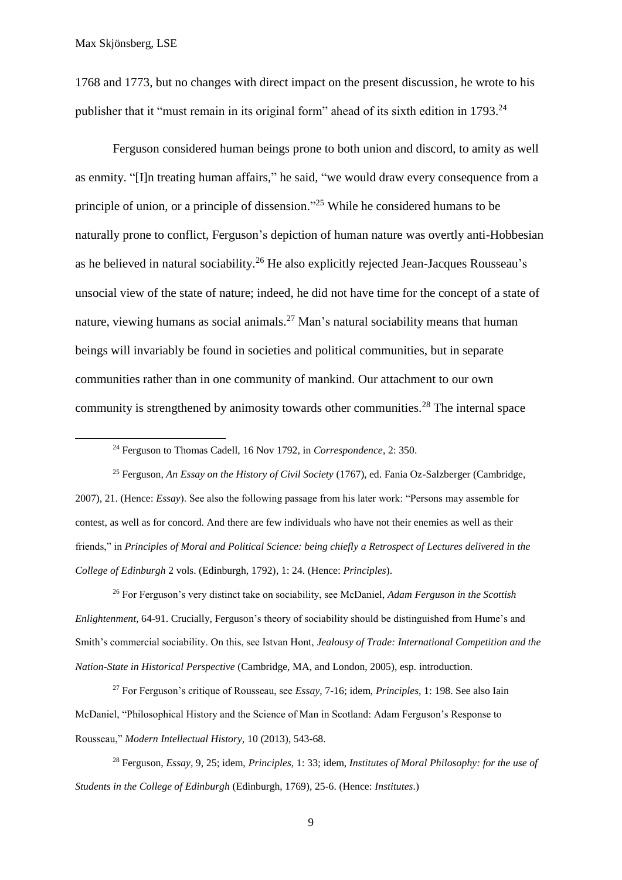1768 and 1773, but no changes with direct impact on the present discussion, he wrote to his publisher that it "must remain in its original form" ahead of its sixth edition in 1793.[24]

Ferguson considered human beings prone to both union and discord, to amity as well as enmity. "[I]n treating human affairs," he said, "we would draw every consequence from a principle of union, or a principle of dissension."[25] While he considered humans to be naturally prone to conflict, Ferguson's depiction of human nature was overtly anti-Hobbesian as he believed in natural sociability.[26] He also explicitly rejected Jean-Jacques Rousseau's unsocial view of the state of nature; indeed, he did not have time for the concept of a state of nature, viewing humans as social animals.[27] Man's natural sociability means that human beings will invariably be found in societies and political communities, but in separate communities rather than in one community of mankind. Our attachment to our own community is strengthened by animosity towards other communities.[28] The internal space

---

[24] Ferguson to Thomas Cadell, 16 Nov 1792, in *Correspondence*, 2: 350.

[25] Ferguson, *An Essay on the History of Civil Society* (1767), ed. Fania Oz-Salzberger (Cambridge, 2007), 21. (Hence: *Essay*). See also the following passage from his later work: "Persons may assemble for contest, as well as for concord. And there are few individuals who have not their enemies as well as their friends," in *Principles of Moral and Political Science: being chiefly a Retrospect of Lectures delivered in the College of Edinburgh* 2 vols. (Edinburgh, 1792), 1: 24. (Hence: *Principles*).

[26] For Ferguson's very distinct take on sociability, see McDaniel, *Adam Ferguson in the Scottish Enlightenment*, 64-91. Crucially, Ferguson's theory of sociability should be distinguished from Hume's and Smith's commercial sociability. On this, see Istvan Hont, *Jealousy of Trade: International Competition and the Nation-State in Historical Perspective* (Cambridge, MA, and London, 2005), esp. introduction.

[27] For Ferguson's critique of Rousseau, see *Essay,* 7-16; idem, *Principles,* 1: 198. See also Iain McDaniel, "Philosophical History and the Science of Man in Scotland: Adam Ferguson's Response to Rousseau," *Modern Intellectual History,* 10 (2013), 543-68.

[28] Ferguson, *Essay*, 9, 25; idem, *Principles,* 1: 33; idem, *Institutes of Moral Philosophy: for the use of Students in the College of Edinburgh* (Edinburgh, 1769), 25-6. (Hence: *Institutes*.)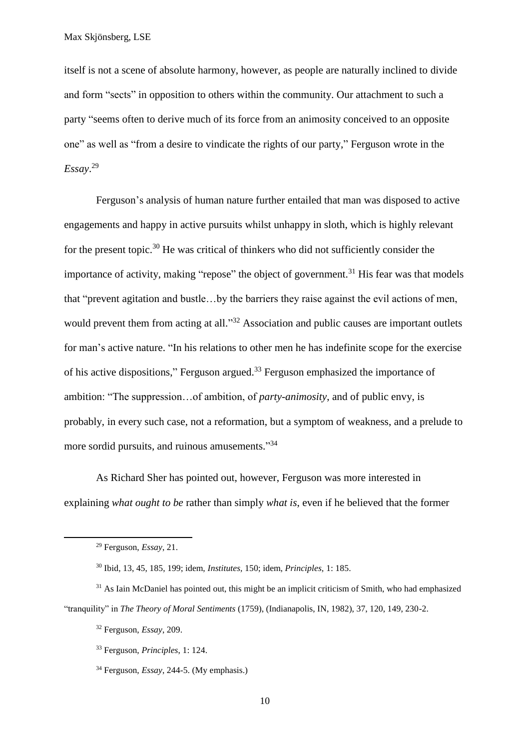itself is not a scene of absolute harmony, however, as people are naturally inclined to divide and form "sects" in opposition to others within the community. Our attachment to such a party "seems often to derive much of its force from an animosity conceived to an opposite one" as well as "from a desire to vindicate the rights of our party," Ferguson wrote in the *Essay*.[29]

Ferguson's analysis of human nature further entailed that man was disposed to active engagements and happy in active pursuits whilst unhappy in sloth, which is highly relevant for the present topic.[30] He was critical of thinkers who did not sufficiently consider the importance of activity, making "repose" the object of government.[31] His fear was that models that "prevent agitation and bustle…by the barriers they raise against the evil actions of men, would prevent them from acting at all."[32] Association and public causes are important outlets for man's active nature. "In his relations to other men he has indefinite scope for the exercise of his active dispositions," Ferguson argued.[33] Ferguson emphasized the importance of ambition: "The suppression…of ambition, of *party-animosity*, and of public envy, is probably, in every such case, not a reformation, but a symptom of weakness, and a prelude to more sordid pursuits, and ruinous amusements."[34]

As Richard Sher has pointed out, however, Ferguson was more interested in explaining *what ought to be* rather than simply *what is*, even if he believed that the former

---

[29] Ferguson, *Essay*, 21.

[30] Ibid, 13, 45, 185, 199; idem, *Institutes*, 150; idem, *Principles*, 1: 185.

[31] As Iain McDaniel has pointed out, this might be an implicit criticism of Smith, who had emphasized "tranquility" in *The Theory of Moral Sentiments* (1759), (Indianapolis, IN, 1982), 37, 120, 149, 230-2.

[32] Ferguson, *Essay*, 209.

[33] Ferguson, *Principles*, 1: 124.

[34] Ferguson, *Essay*, 244-5. (My emphasis.)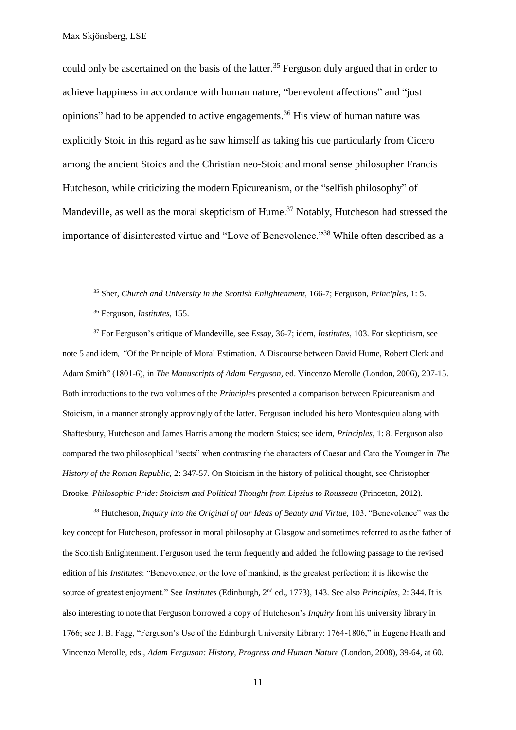could only be ascertained on the basis of the latter.[35] Ferguson duly argued that in order to achieve happiness in accordance with human nature, "benevolent affections" and "just opinions" had to be appended to active engagements.[36] His view of human nature was explicitly Stoic in this regard as he saw himself as taking his cue particularly from Cicero among the ancient Stoics and the Christian neo-Stoic and moral sense philosopher Francis Hutcheson, while criticizing the modern Epicureanism, or the "selfish philosophy" of Mandeville, as well as the moral skepticism of Hume.[37] Notably, Hutcheson had stressed the importance of disinterested virtue and "Love of Benevolence."[38] While often described as a

---

[35] Sher, *Church and University in the Scottish Enlightenment*, 166-7; Ferguson, *Principles*, 1: 5.

[36] Ferguson, *Institutes*, 155.

[37] For Ferguson's critique of Mandeville, see *Essay*, 36-7; idem, *Institutes*, 103. For skepticism, see note 5 and idem, "Of the Principle of Moral Estimation. A Discourse between David Hume, Robert Clerk and Adam Smith" (1801-6), in *The Manuscripts of Adam Ferguson*, ed. Vincenzo Merolle (London, 2006), 207-15. Both introductions to the two volumes of the *Principles* presented a comparison between Epicureanism and Stoicism, in a manner strongly approvingly of the latter. Ferguson included his hero Montesquieu along with Shaftesbury, Hutcheson and James Harris among the modern Stoics; see idem, *Principles*, 1: 8. Ferguson also compared the two philosophical "sects" when contrasting the characters of Caesar and Cato the Younger in *The History of the Roman Republic*, 2: 347-57. On Stoicism in the history of political thought, see Christopher Brooke, *Philosophic Pride: Stoicism and Political Thought from Lipsius to Rousseau* (Princeton, 2012).

[38] Hutcheson, *Inquiry into the Original of our Ideas of Beauty and Virtue*, 103. "Benevolence" was the key concept for Hutcheson, professor in moral philosophy at Glasgow and sometimes referred to as the father of the Scottish Enlightenment. Ferguson used the term frequently and added the following passage to the revised edition of his *Institutes*: "Benevolence, or the love of mankind, is the greatest perfection; it is likewise the source of greatest enjoyment." See *Institutes* (Edinburgh, 2nd ed., 1773), 143. See also *Principles*, 2: 344. It is also interesting to note that Ferguson borrowed a copy of Hutcheson's *Inquiry* from his university library in 1766; see J. B. Fagg, "Ferguson's Use of the Edinburgh University Library: 1764-1806," in Eugene Heath and Vincenzo Merolle, eds., *Adam Ferguson: History, Progress and Human Nature* (London, 2008), 39-64, at 60.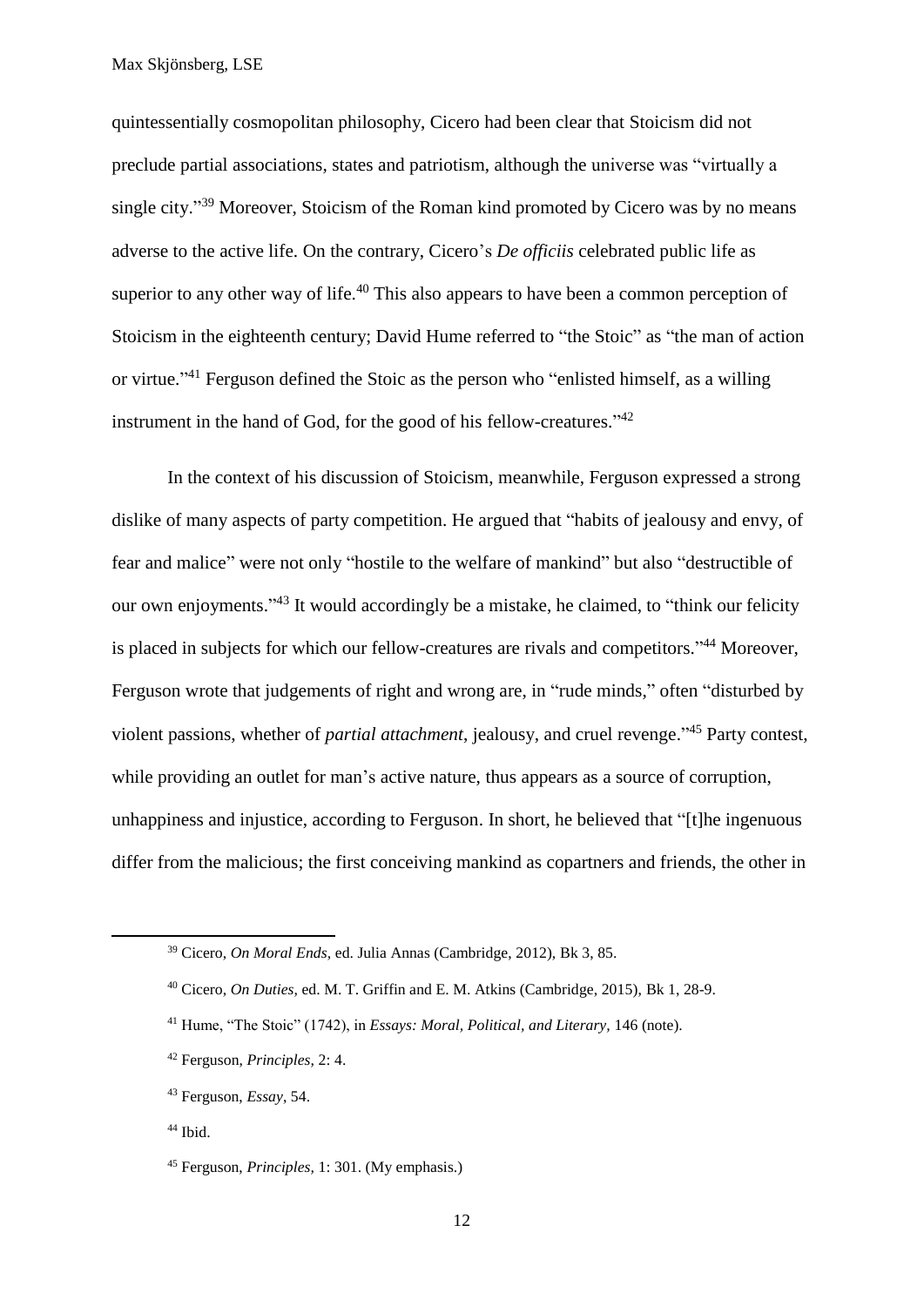quintessentially cosmopolitan philosophy, Cicero had been clear that Stoicism did not preclude partial associations, states and patriotism, although the universe was "virtually a single city."[39] Moreover, Stoicism of the Roman kind promoted by Cicero was by no means adverse to the active life. On the contrary, Cicero's *De officiis* celebrated public life as superior to any other way of life.[40] This also appears to have been a common perception of Stoicism in the eighteenth century; David Hume referred to "the Stoic" as "the man of action or virtue."[41] Ferguson defined the Stoic as the person who "enlisted himself, as a willing instrument in the hand of God, for the good of his fellow-creatures."[42]

In the context of his discussion of Stoicism, meanwhile, Ferguson expressed a strong dislike of many aspects of party competition. He argued that "habits of jealousy and envy, of fear and malice" were not only "hostile to the welfare of mankind" but also "destructible of our own enjoyments."[43] It would accordingly be a mistake, he claimed, to "think our felicity is placed in subjects for which our fellow-creatures are rivals and competitors."[44] Moreover, Ferguson wrote that judgements of right and wrong are, in "rude minds," often "disturbed by violent passions, whether of *partial attachment*, jealousy, and cruel revenge."[45] Party contest, while providing an outlet for man's active nature, thus appears as a source of corruption, unhappiness and injustice, according to Ferguson. In short, he believed that "[t]he ingenuous differ from the malicious; the first conceiving mankind as copartners and friends, the other in

---

[39] Cicero, *On Moral Ends*, ed. Julia Annas (Cambridge, 2012), Bk 3, 85.

[40] Cicero, *On Duties*, ed. M. T. Griffin and E. M. Atkins (Cambridge, 2015), Bk 1, 28-9.

[41] Hume, "The Stoic" (1742), in *Essays: Moral, Political, and Literary*, 146 (note).

[42] Ferguson, *Principles*, 2: 4.

[43] Ferguson, *Essay*, 54.

[44] Ibid.

[45] Ferguson, *Principles*, 1: 301. (My emphasis.)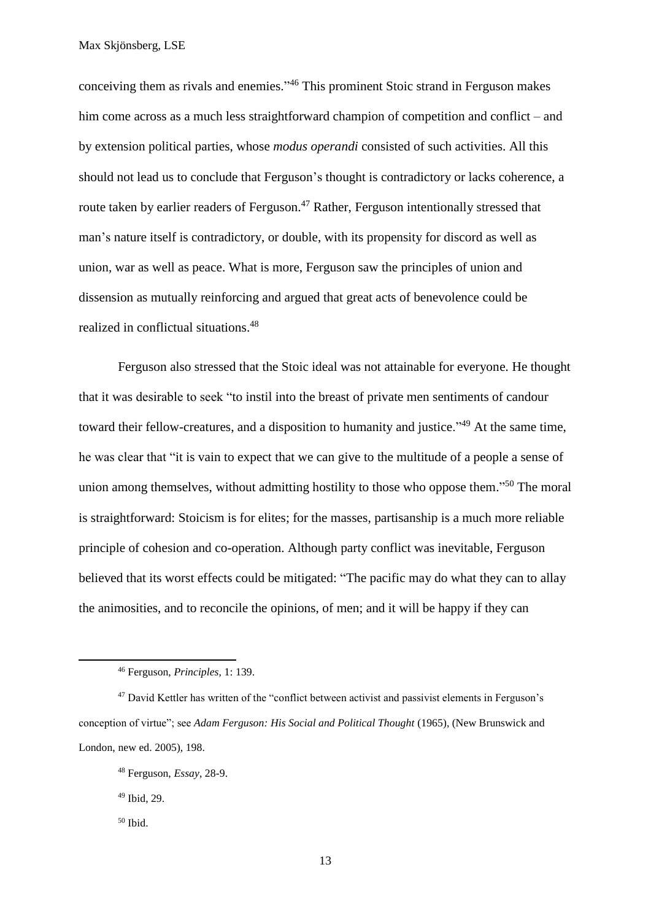conceiving them as rivals and enemies."[46] This prominent Stoic strand in Ferguson makes him come across as a much less straightforward champion of competition and conflict – and by extension political parties, whose *modus operandi* consisted of such activities. All this should not lead us to conclude that Ferguson's thought is contradictory or lacks coherence, a route taken by earlier readers of Ferguson.[47] Rather, Ferguson intentionally stressed that man's nature itself is contradictory, or double, with its propensity for discord as well as union, war as well as peace. What is more, Ferguson saw the principles of union and dissension as mutually reinforcing and argued that great acts of benevolence could be realized in conflictual situations.[48]

Ferguson also stressed that the Stoic ideal was not attainable for everyone. He thought that it was desirable to seek "to instil into the breast of private men sentiments of candour toward their fellow-creatures, and a disposition to humanity and justice."[49] At the same time, he was clear that "it is vain to expect that we can give to the multitude of a people a sense of union among themselves, without admitting hostility to those who oppose them."[50] The moral is straightforward: Stoicism is for elites; for the masses, partisanship is a much more reliable principle of cohesion and co-operation. Although party conflict was inevitable, Ferguson believed that its worst effects could be mitigated: "The pacific may do what they can to allay the animosities, and to reconcile the opinions, of men; and it will be happy if they can

---

[46] Ferguson, *Principles*, 1: 139.

[47] David Kettler has written of the "conflict between activist and passivist elements in Ferguson's conception of virtue"; see *Adam Ferguson: His Social and Political Thought* (1965), (New Brunswick and London, new ed. 2005), 198.

[48] Ferguson, *Essay*, 28-9.

[49] Ibid, 29.

[50] Ibid.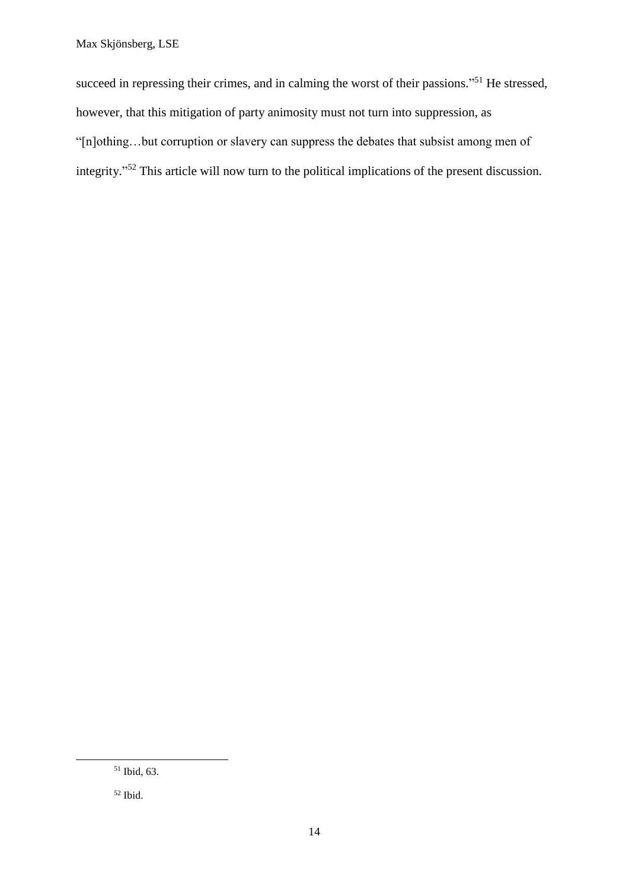succeed in repressing their crimes, and in calming the worst of their passions."[51] He stressed, however, that this mitigation of party animosity must not turn into suppression, as "[n]othing…but corruption or slavery can suppress the debates that subsist among men of integrity."[52] This article will now turn to the political implications of the present discussion.

---

[51] Ibid, 63.

[52] Ibid.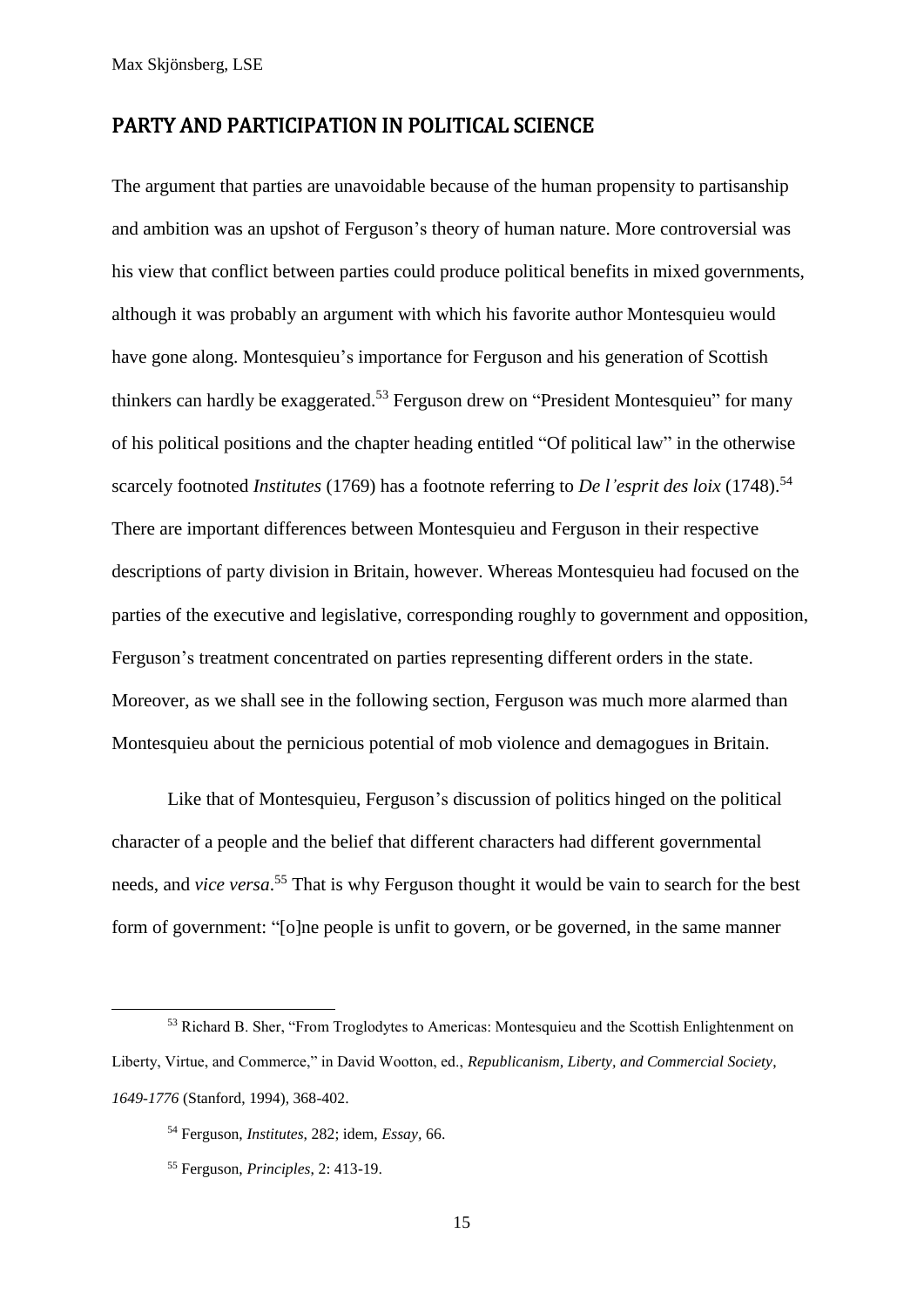## PARTY AND PARTICIPATION IN POLITICAL SCIENCE

The argument that parties are unavoidable because of the human propensity to partisanship and ambition was an upshot of Ferguson's theory of human nature. More controversial was his view that conflict between parties could produce political benefits in mixed governments, although it was probably an argument with which his favorite author Montesquieu would have gone along. Montesquieu's importance for Ferguson and his generation of Scottish thinkers can hardly be exaggerated.[53] Ferguson drew on "President Montesquieu" for many of his political positions and the chapter heading entitled "Of political law" in the otherwise scarcely footnoted *Institutes* (1769) has a footnote referring to *De l'esprit des loix* (1748).[54] There are important differences between Montesquieu and Ferguson in their respective descriptions of party division in Britain, however. Whereas Montesquieu had focused on the parties of the executive and legislative, corresponding roughly to government and opposition, Ferguson's treatment concentrated on parties representing different orders in the state. Moreover, as we shall see in the following section, Ferguson was much more alarmed than Montesquieu about the pernicious potential of mob violence and demagogues in Britain.

Like that of Montesquieu, Ferguson's discussion of politics hinged on the political character of a people and the belief that different characters had different governmental needs, and *vice versa*.[55] That is why Ferguson thought it would be vain to search for the best form of government: "[o]ne people is unfit to govern, or be governed, in the same manner

---

[53] Richard B. Sher, "From Troglodytes to Americas: Montesquieu and the Scottish Enlightenment on Liberty, Virtue, and Commerce," in David Wootton, ed., *Republicanism, Liberty, and Commercial Society, 1649-1776* (Stanford, 1994), 368-402.

[54] Ferguson, *Institutes*, 282; idem, *Essay*, 66.

[55] Ferguson, *Principles*, 2: 413-19.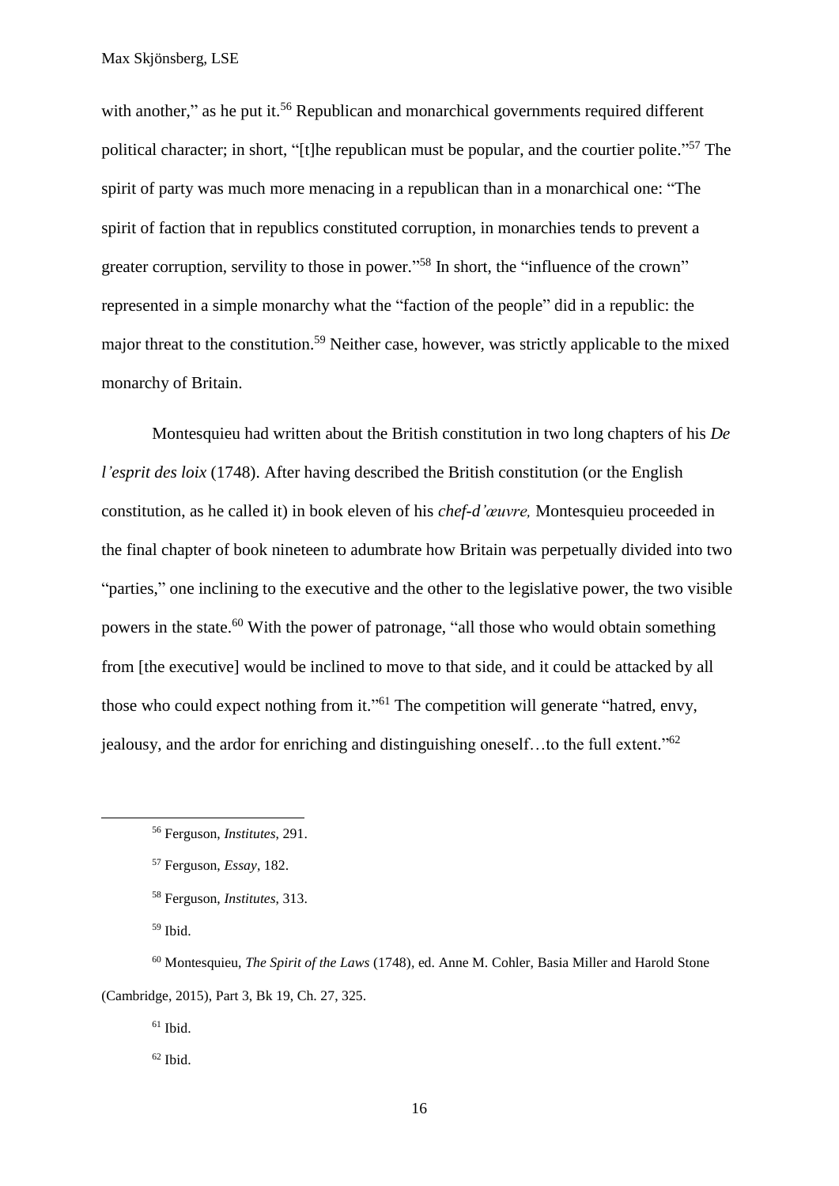with another," as he put it.[56] Republican and monarchical governments required different political character; in short, "[t]he republican must be popular, and the courtier polite."[57] The spirit of party was much more menacing in a republican than in a monarchical one: "The spirit of faction that in republics constituted corruption, in monarchies tends to prevent a greater corruption, servility to those in power."[58] In short, the "influence of the crown" represented in a simple monarchy what the "faction of the people" did in a republic: the major threat to the constitution.[59] Neither case, however, was strictly applicable to the mixed monarchy of Britain.

Montesquieu had written about the British constitution in two long chapters of his *De l'esprit des loix* (1748). After having described the British constitution (or the English constitution, as he called it) in book eleven of his *chef-d'œuvre,* Montesquieu proceeded in the final chapter of book nineteen to adumbrate how Britain was perpetually divided into two "parties," one inclining to the executive and the other to the legislative power, the two visible powers in the state.[60] With the power of patronage, "all those who would obtain something from [the executive] would be inclined to move to that side, and it could be attacked by all those who could expect nothing from it."[61] The competition will generate "hatred, envy, jealousy, and the ardor for enriching and distinguishing oneself…to the full extent."[62]

---

[56] Ferguson, *Institutes*, 291.

[57] Ferguson, *Essay*, 182.

[58] Ferguson, *Institutes*, 313.

[59] Ibid.

[60] Montesquieu, *The Spirit of the Laws* (1748), ed. Anne M. Cohler, Basia Miller and Harold Stone (Cambridge, 2015), Part 3, Bk 19, Ch. 27, 325.

[61] Ibid.

[62] Ibid.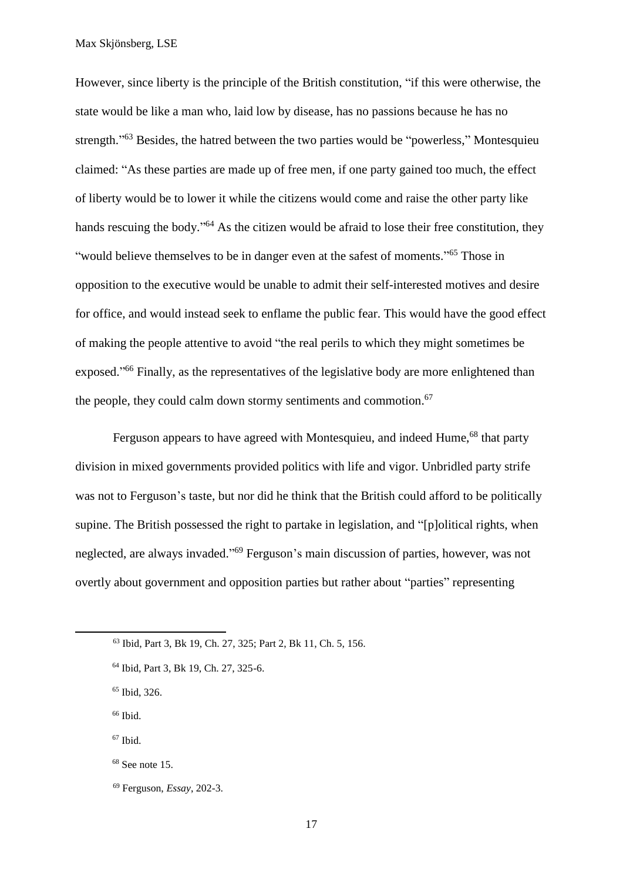However, since liberty is the principle of the British constitution, "if this were otherwise, the state would be like a man who, laid low by disease, has no passions because he has no strength."[63] Besides, the hatred between the two parties would be "powerless," Montesquieu claimed: "As these parties are made up of free men, if one party gained too much, the effect of liberty would be to lower it while the citizens would come and raise the other party like hands rescuing the body."[64] As the citizen would be afraid to lose their free constitution, they "would believe themselves to be in danger even at the safest of moments."[65] Those in opposition to the executive would be unable to admit their self-interested motives and desire for office, and would instead seek to enflame the public fear. This would have the good effect of making the people attentive to avoid "the real perils to which they might sometimes be exposed."[66] Finally, as the representatives of the legislative body are more enlightened than the people, they could calm down stormy sentiments and commotion.[67]

Ferguson appears to have agreed with Montesquieu, and indeed Hume,[68] that party division in mixed governments provided politics with life and vigor. Unbridled party strife was not to Ferguson's taste, but nor did he think that the British could afford to be politically supine. The British possessed the right to partake in legislation, and "[p]olitical rights, when neglected, are always invaded."[69] Ferguson's main discussion of parties, however, was not overtly about government and opposition parties but rather about "parties" representing

---

[63] Ibid, Part 3, Bk 19, Ch. 27, 325; Part 2, Bk 11, Ch. 5, 156.

[64] Ibid, Part 3, Bk 19, Ch. 27, 325-6.

[65] Ibid, 326.

[66] Ibid.

[67] Ibid.

[68] See note 15.

[69] Ferguson, *Essay*, 202-3.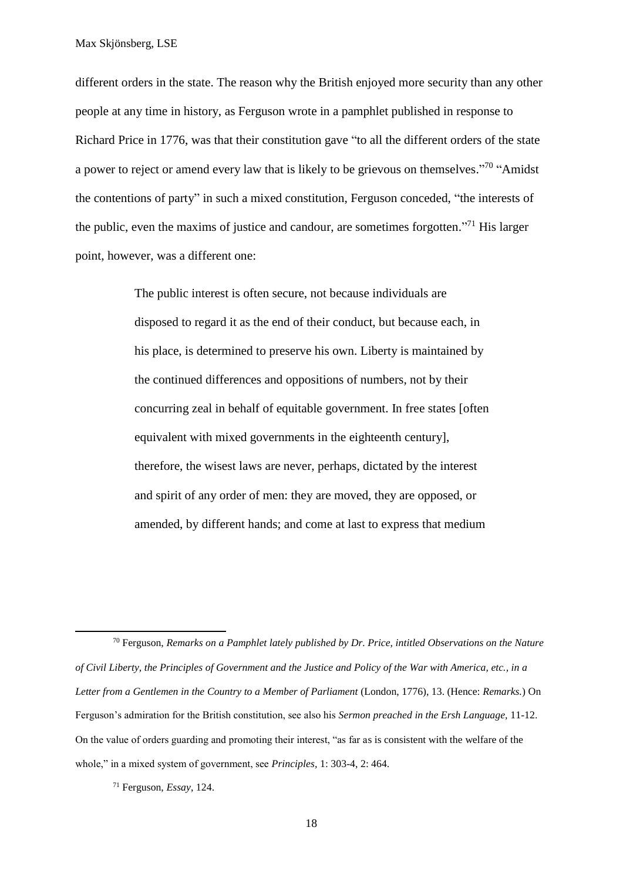different orders in the state. The reason why the British enjoyed more security than any other people at any time in history, as Ferguson wrote in a pamphlet published in response to Richard Price in 1776, was that their constitution gave "to all the different orders of the state a power to reject or amend every law that is likely to be grievous on themselves."[70] "Amidst the contentions of party" in such a mixed constitution, Ferguson conceded, "the interests of the public, even the maxims of justice and candour, are sometimes forgotten."[71] His larger point, however, was a different one:

> The public interest is often secure, not because individuals are disposed to regard it as the end of their conduct, but because each, in his place, is determined to preserve his own. Liberty is maintained by the continued differences and oppositions of numbers, not by their concurring zeal in behalf of equitable government. In free states [often equivalent with mixed governments in the eighteenth century], therefore, the wisest laws are never, perhaps, dictated by the interest and spirit of any order of men: they are moved, they are opposed, or amended, by different hands; and come at last to express that medium

---

[70] Ferguson, *Remarks on a Pamphlet lately published by Dr. Price, intitled Observations on the Nature of Civil Liberty, the Principles of Government and the Justice and Policy of the War with America, etc., in a Letter from a Gentlemen in the Country to a Member of Parliament* (London, 1776), 13. (Hence: *Remarks.*) On Ferguson's admiration for the British constitution, see also his *Sermon preached in the Ersh Language,* 11-12. On the value of orders guarding and promoting their interest, "as far as is consistent with the welfare of the whole," in a mixed system of government, see *Principles,* 1: 303-4, 2: 464.

[71] Ferguson, *Essay*, 124.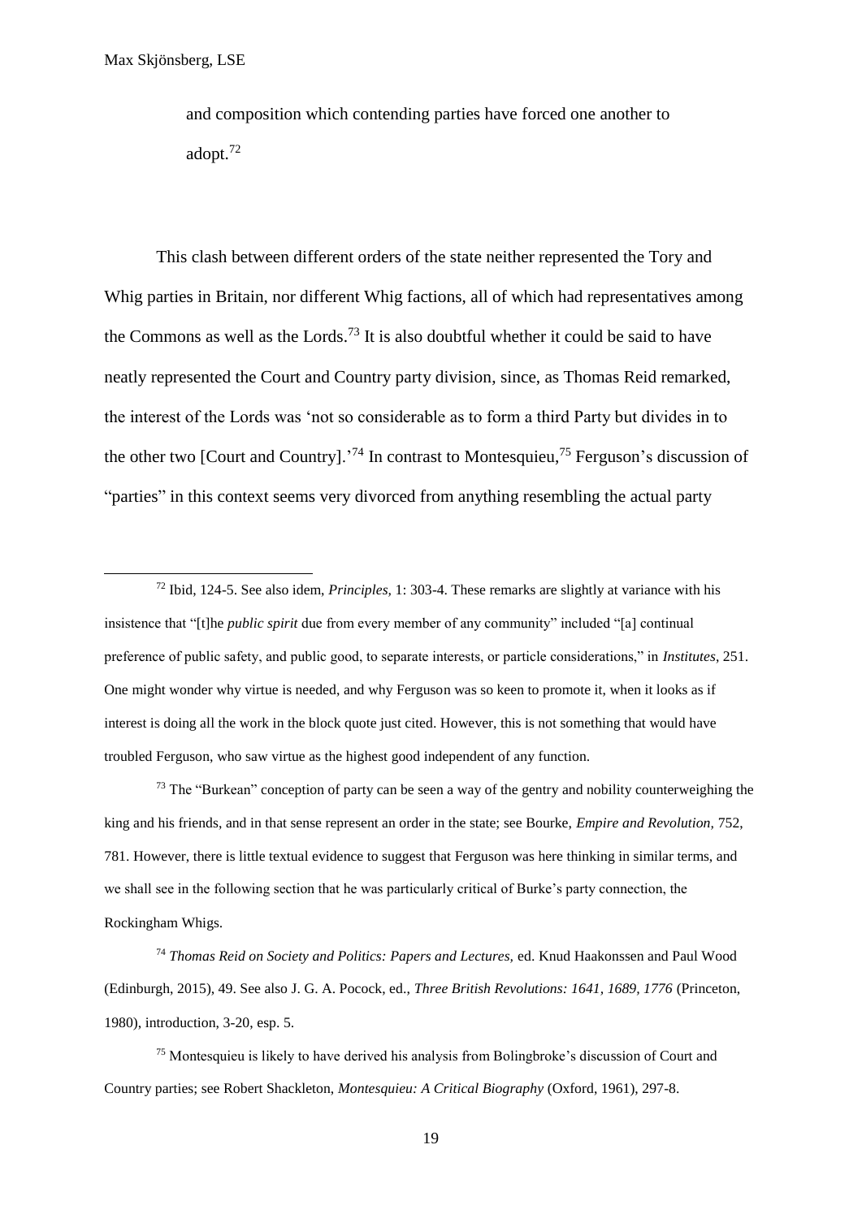and composition which contending parties have forced one another to adopt.[72]

This clash between different orders of the state neither represented the Tory and Whig parties in Britain, nor different Whig factions, all of which had representatives among the Commons as well as the Lords.[73] It is also doubtful whether it could be said to have neatly represented the Court and Country party division, since, as Thomas Reid remarked, the interest of the Lords was 'not so considerable as to form a third Party but divides in to the other two [Court and Country].'[74] In contrast to Montesquieu,[75] Ferguson's discussion of "parties" in this context seems very divorced from anything resembling the actual party

---

[72] Ibid, 124-5. See also idem, *Principles,* 1: 303-4. These remarks are slightly at variance with his insistence that "[t]he *public spirit* due from every member of any community" included "[a] continual preference of public safety, and public good, to separate interests, or particle considerations," in *Institutes*, 251. One might wonder why virtue is needed, and why Ferguson was so keen to promote it, when it looks as if interest is doing all the work in the block quote just cited. However, this is not something that would have troubled Ferguson, who saw virtue as the highest good independent of any function.

[73] The "Burkean" conception of party can be seen a way of the gentry and nobility counterweighing the king and his friends, and in that sense represent an order in the state; see Bourke, *Empire and Revolution,* 752, 781. However, there is little textual evidence to suggest that Ferguson was here thinking in similar terms, and we shall see in the following section that he was particularly critical of Burke's party connection, the Rockingham Whigs.

[74] *Thomas Reid on Society and Politics: Papers and Lectures,* ed. Knud Haakonssen and Paul Wood (Edinburgh, 2015), 49. See also J. G. A. Pocock, ed., *Three British Revolutions: 1641, 1689, 1776* (Princeton, 1980), introduction, 3-20, esp. 5.

[75] Montesquieu is likely to have derived his analysis from Bolingbroke's discussion of Court and Country parties; see Robert Shackleton, *Montesquieu: A Critical Biography* (Oxford, 1961), 297-8.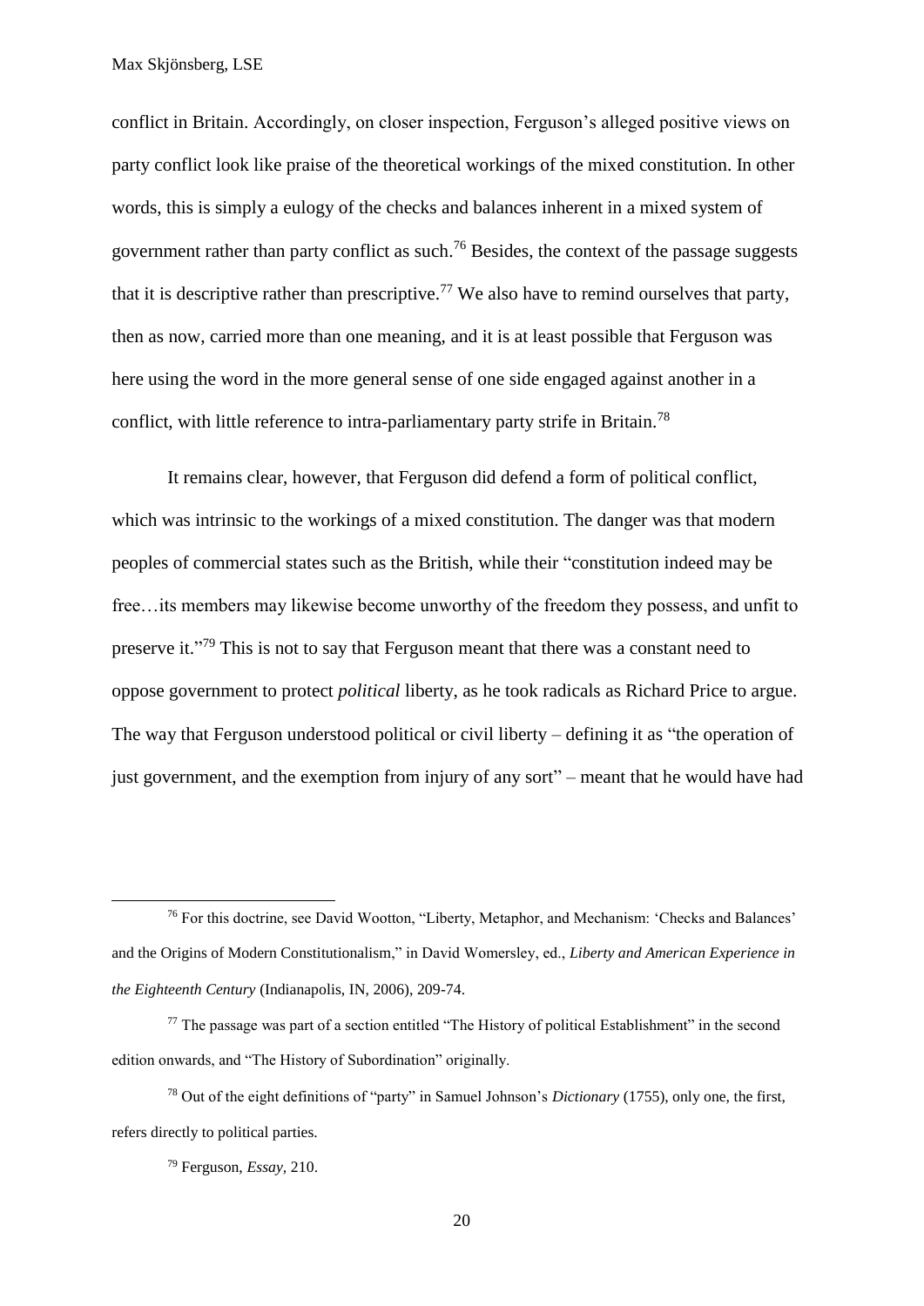conflict in Britain. Accordingly, on closer inspection, Ferguson's alleged positive views on party conflict look like praise of the theoretical workings of the mixed constitution. In other words, this is simply a eulogy of the checks and balances inherent in a mixed system of government rather than party conflict as such.[76] Besides, the context of the passage suggests that it is descriptive rather than prescriptive.[77] We also have to remind ourselves that party, then as now, carried more than one meaning, and it is at least possible that Ferguson was here using the word in the more general sense of one side engaged against another in a conflict, with little reference to intra-parliamentary party strife in Britain.[78]

It remains clear, however, that Ferguson did defend a form of political conflict, which was intrinsic to the workings of a mixed constitution. The danger was that modern peoples of commercial states such as the British, while their "constitution indeed may be free…its members may likewise become unworthy of the freedom they possess, and unfit to preserve it."[79] This is not to say that Ferguson meant that there was a constant need to oppose government to protect *political* liberty, as he took radicals as Richard Price to argue. The way that Ferguson understood political or civil liberty – defining it as "the operation of just government, and the exemption from injury of any sort" – meant that he would have had

---

[76] For this doctrine, see David Wootton, "Liberty, Metaphor, and Mechanism: 'Checks and Balances' and the Origins of Modern Constitutionalism," in David Womersley, ed., *Liberty and American Experience in the Eighteenth Century* (Indianapolis, IN, 2006), 209-74.

[77] The passage was part of a section entitled "The History of political Establishment" in the second edition onwards, and "The History of Subordination" originally.

[78] Out of the eight definitions of "party" in Samuel Johnson's *Dictionary* (1755), only one, the first, refers directly to political parties.

[79] Ferguson, *Essay*, 210.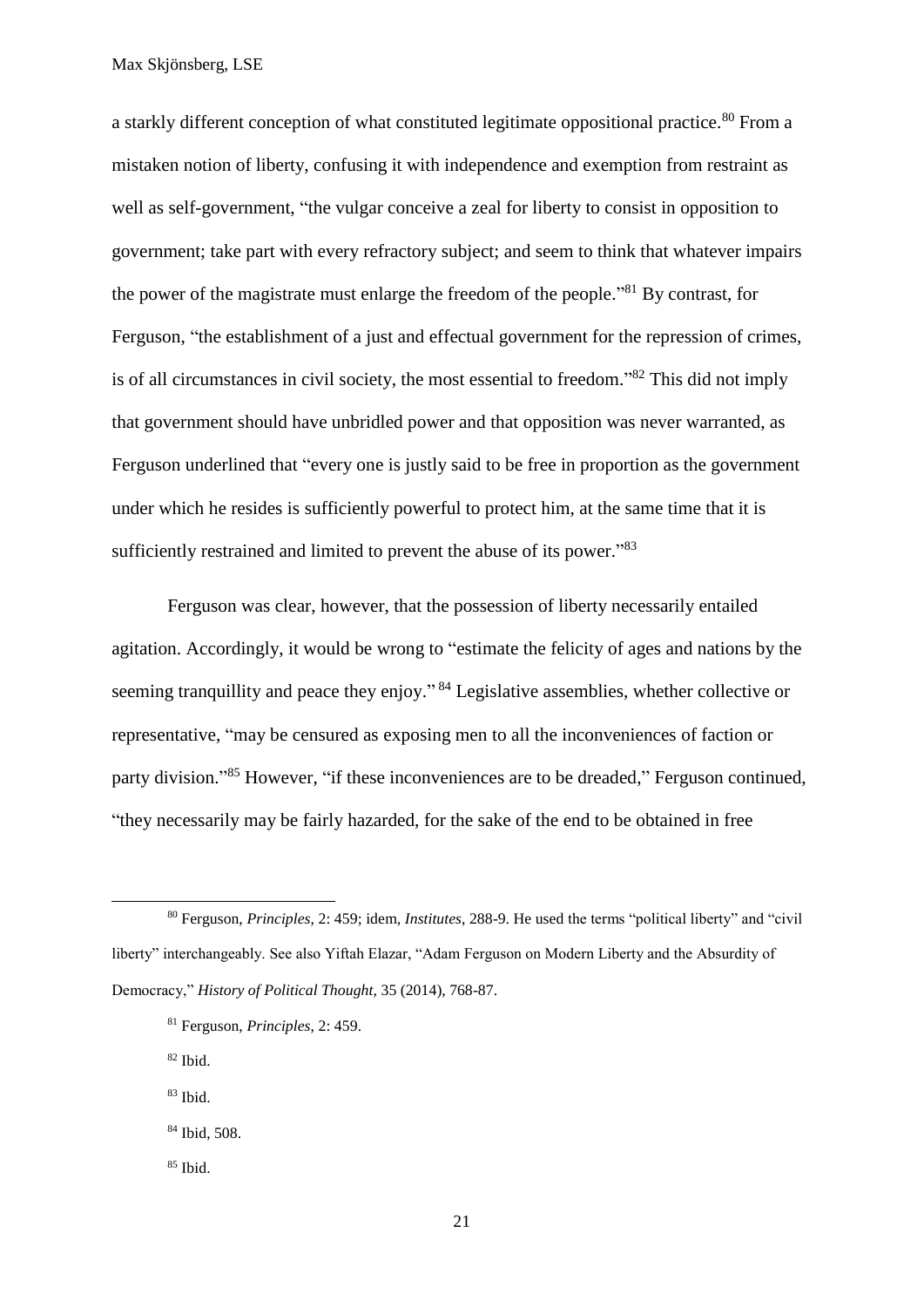a starkly different conception of what constituted legitimate oppositional practice.[80] From a mistaken notion of liberty, confusing it with independence and exemption from restraint as well as self-government, "the vulgar conceive a zeal for liberty to consist in opposition to government; take part with every refractory subject; and seem to think that whatever impairs the power of the magistrate must enlarge the freedom of the people."[81] By contrast, for Ferguson, "the establishment of a just and effectual government for the repression of crimes, is of all circumstances in civil society, the most essential to freedom."[82] This did not imply that government should have unbridled power and that opposition was never warranted, as Ferguson underlined that "every one is justly said to be free in proportion as the government under which he resides is sufficiently powerful to protect him, at the same time that it is sufficiently restrained and limited to prevent the abuse of its power."[83]

Ferguson was clear, however, that the possession of liberty necessarily entailed agitation. Accordingly, it would be wrong to "estimate the felicity of ages and nations by the seeming tranquillity and peace they enjoy."[84] Legislative assemblies, whether collective or representative, "may be censured as exposing men to all the inconveniences of faction or party division."[85] However, "if these inconveniences are to be dreaded," Ferguson continued, "they necessarily may be fairly hazarded, for the sake of the end to be obtained in free

---

[80] Ferguson, *Principles*, 2: 459; idem, *Institutes*, 288-9. He used the terms "political liberty" and "civil liberty" interchangeably. See also Yiftah Elazar, "Adam Ferguson on Modern Liberty and the Absurdity of Democracy," *History of Political Thought*, 35 (2014), 768-87.

[81] Ferguson, *Principles*, 2: 459.

[82] Ibid.

[83] Ibid.

[84] Ibid, 508.

[85] Ibid.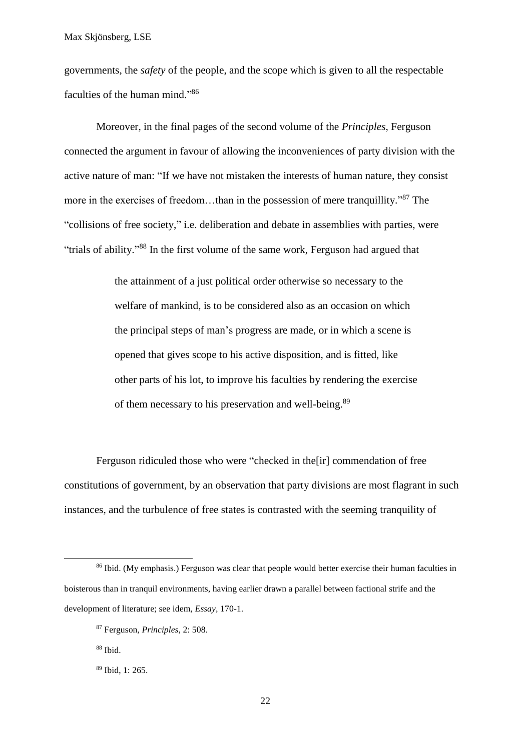governments, the *safety* of the people, and the scope which is given to all the respectable faculties of the human mind."[86]

Moreover, in the final pages of the second volume of the *Principles*, Ferguson connected the argument in favour of allowing the inconveniences of party division with the active nature of man: "If we have not mistaken the interests of human nature, they consist more in the exercises of freedom…than in the possession of mere tranquillity."[87] The "collisions of free society," i.e. deliberation and debate in assemblies with parties, were "trials of ability."[88] In the first volume of the same work, Ferguson had argued that

> the attainment of a just political order otherwise so necessary to the welfare of mankind, is to be considered also as an occasion on which the principal steps of man's progress are made, or in which a scene is opened that gives scope to his active disposition, and is fitted, like other parts of his lot, to improve his faculties by rendering the exercise of them necessary to his preservation and well-being.[89]

Ferguson ridiculed those who were "checked in the[ir] commendation of free constitutions of government, by an observation that party divisions are most flagrant in such instances, and the turbulence of free states is contrasted with the seeming tranquility of

---

[86] Ibid. (My emphasis.) Ferguson was clear that people would better exercise their human faculties in boisterous than in tranquil environments, having earlier drawn a parallel between factional strife and the development of literature; see idem, *Essay*, 170-1.

[87] Ferguson, *Principles*, 2: 508.

[88] Ibid.

[89] Ibid, 1: 265.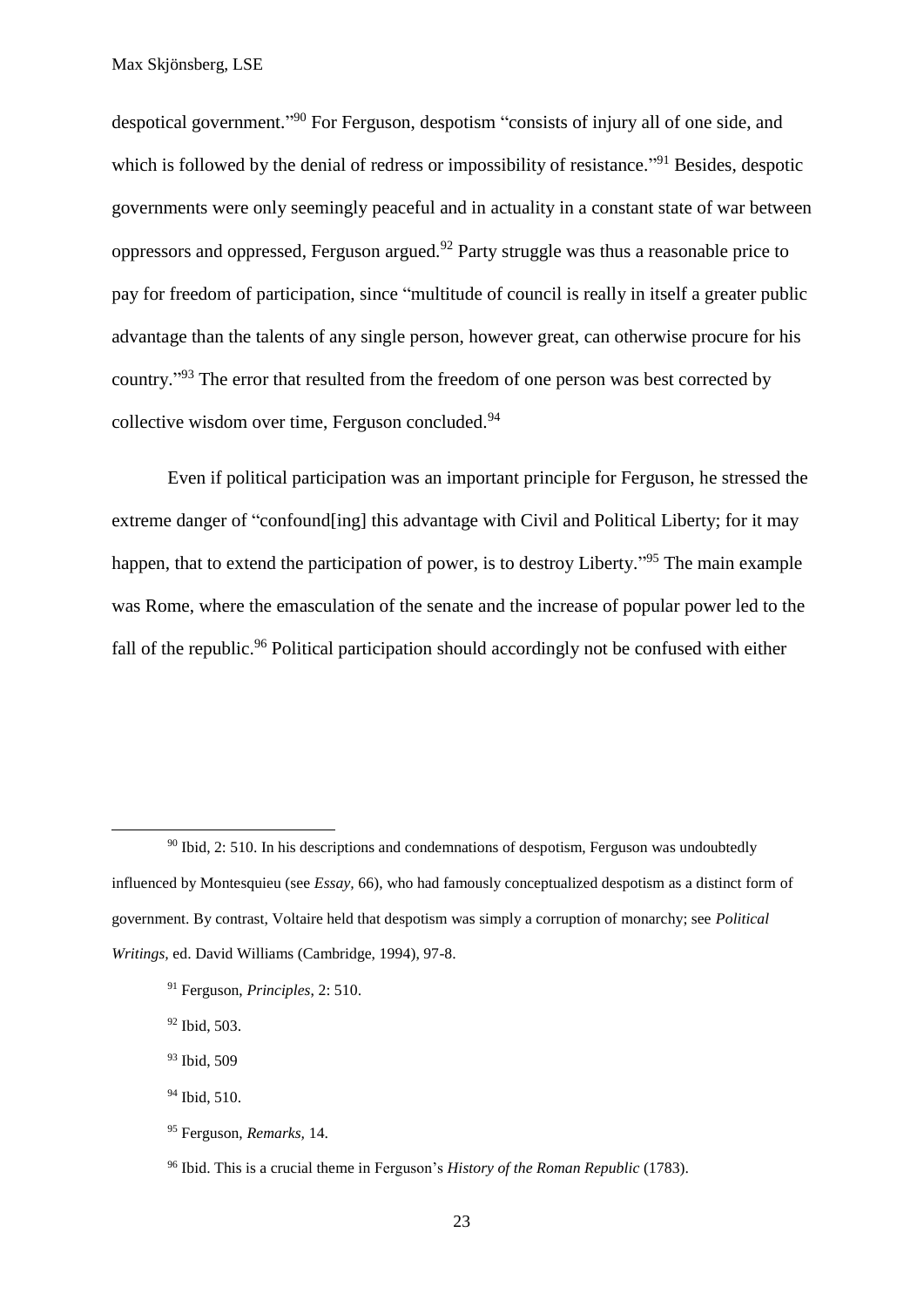despotical government."[90] For Ferguson, despotism "consists of injury all of one side, and which is followed by the denial of redress or impossibility of resistance."[91] Besides, despotic governments were only seemingly peaceful and in actuality in a constant state of war between oppressors and oppressed, Ferguson argued.[92] Party struggle was thus a reasonable price to pay for freedom of participation, since "multitude of council is really in itself a greater public advantage than the talents of any single person, however great, can otherwise procure for his country."[93] The error that resulted from the freedom of one person was best corrected by collective wisdom over time, Ferguson concluded.[94]

Even if political participation was an important principle for Ferguson, he stressed the extreme danger of "confound[ing] this advantage with Civil and Political Liberty; for it may happen, that to extend the participation of power, is to destroy Liberty."[95] The main example was Rome, where the emasculation of the senate and the increase of popular power led to the fall of the republic.[96] Political participation should accordingly not be confused with either

---

[90] Ibid, 2: 510. In his descriptions and condemnations of despotism, Ferguson was undoubtedly influenced by Montesquieu (see *Essay*, 66), who had famously conceptualized despotism as a distinct form of government. By contrast, Voltaire held that despotism was simply a corruption of monarchy; see *Political Writings*, ed. David Williams (Cambridge, 1994), 97-8.

[91] Ferguson, *Principles*, 2: 510.

[92] Ibid, 503.

[93] Ibid, 509

[94] Ibid, 510.

[95] Ferguson, *Remarks*, 14.

[96] Ibid. This is a crucial theme in Ferguson's *History of the Roman Republic* (1783).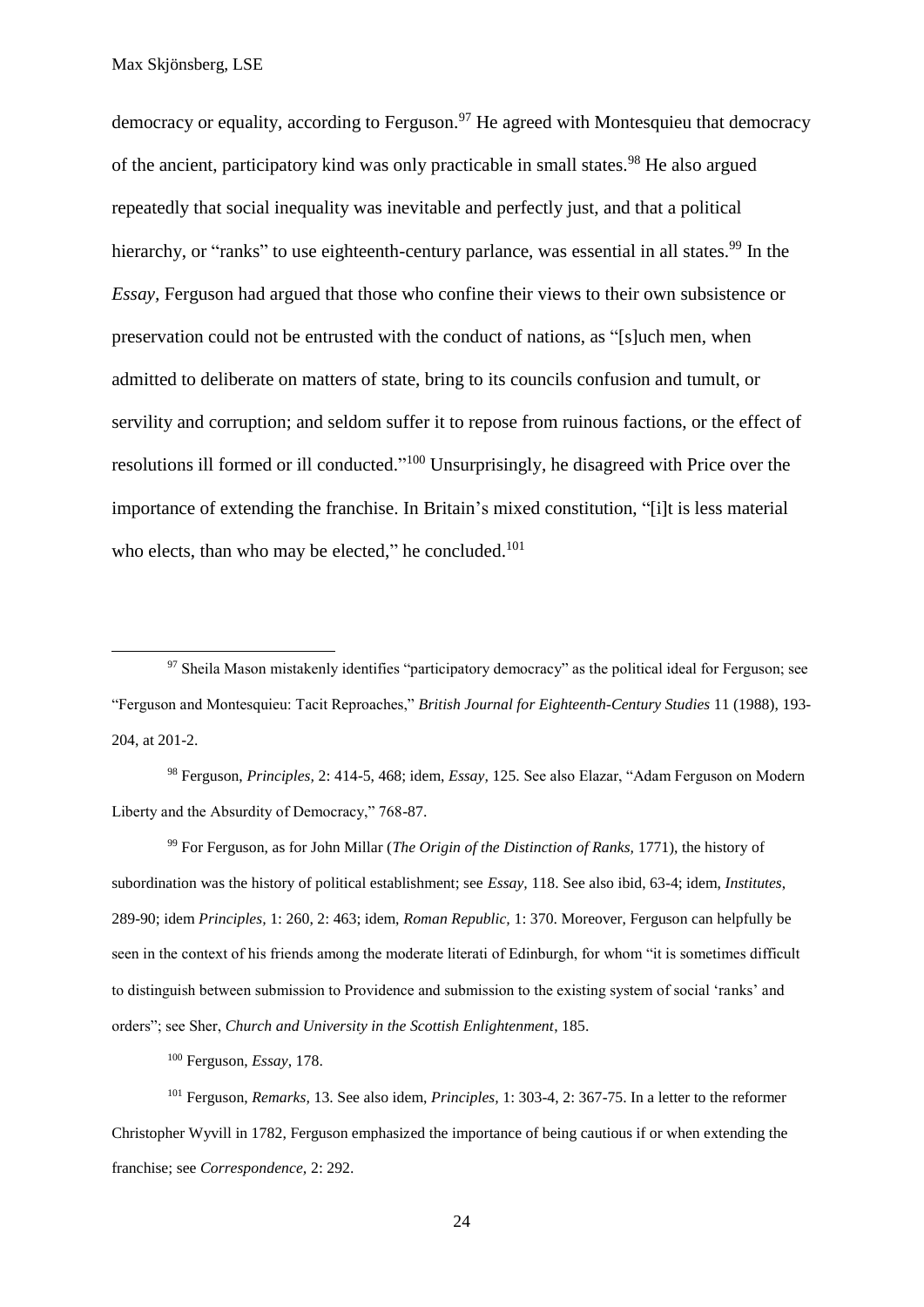democracy or equality, according to Ferguson.[97] He agreed with Montesquieu that democracy of the ancient, participatory kind was only practicable in small states.[98] He also argued repeatedly that social inequality was inevitable and perfectly just, and that a political hierarchy, or "ranks" to use eighteenth-century parlance, was essential in all states.[99] In the *Essay*, Ferguson had argued that those who confine their views to their own subsistence or preservation could not be entrusted with the conduct of nations, as "[s]uch men, when admitted to deliberate on matters of state, bring to its councils confusion and tumult, or servility and corruption; and seldom suffer it to repose from ruinous factions, or the effect of resolutions ill formed or ill conducted."[100] Unsurprisingly, he disagreed with Price over the importance of extending the franchise. In Britain's mixed constitution, "[i]t is less material who elects, than who may be elected," he concluded.[101]

---

[97] Sheila Mason mistakenly identifies "participatory democracy" as the political ideal for Ferguson; see "Ferguson and Montesquieu: Tacit Reproaches," *British Journal for Eighteenth-Century Studies* 11 (1988), 193-204, at 201-2.

[98] Ferguson, *Principles,* 2: 414-5, 468; idem, *Essay,* 125. See also Elazar, "Adam Ferguson on Modern Liberty and the Absurdity of Democracy," 768-87.

[99] For Ferguson, as for John Millar (*The Origin of the Distinction of Ranks,* 1771), the history of subordination was the history of political establishment; see *Essay,* 118. See also ibid, 63-4; idem, *Institutes*, 289-90; idem *Principles,* 1: 260, 2: 463; idem, *Roman Republic,* 1: 370. Moreover, Ferguson can helpfully be seen in the context of his friends among the moderate literati of Edinburgh, for whom "it is sometimes difficult to distinguish between submission to Providence and submission to the existing system of social 'ranks' and orders"; see Sher, *Church and University in the Scottish Enlightenment*, 185.

[100] Ferguson, *Essay*, 178.

[101] Ferguson, *Remarks,* 13. See also idem, *Principles,* 1: 303-4, 2: 367-75. In a letter to the reformer Christopher Wyvill in 1782, Ferguson emphasized the importance of being cautious if or when extending the franchise; see *Correspondence,* 2: 292.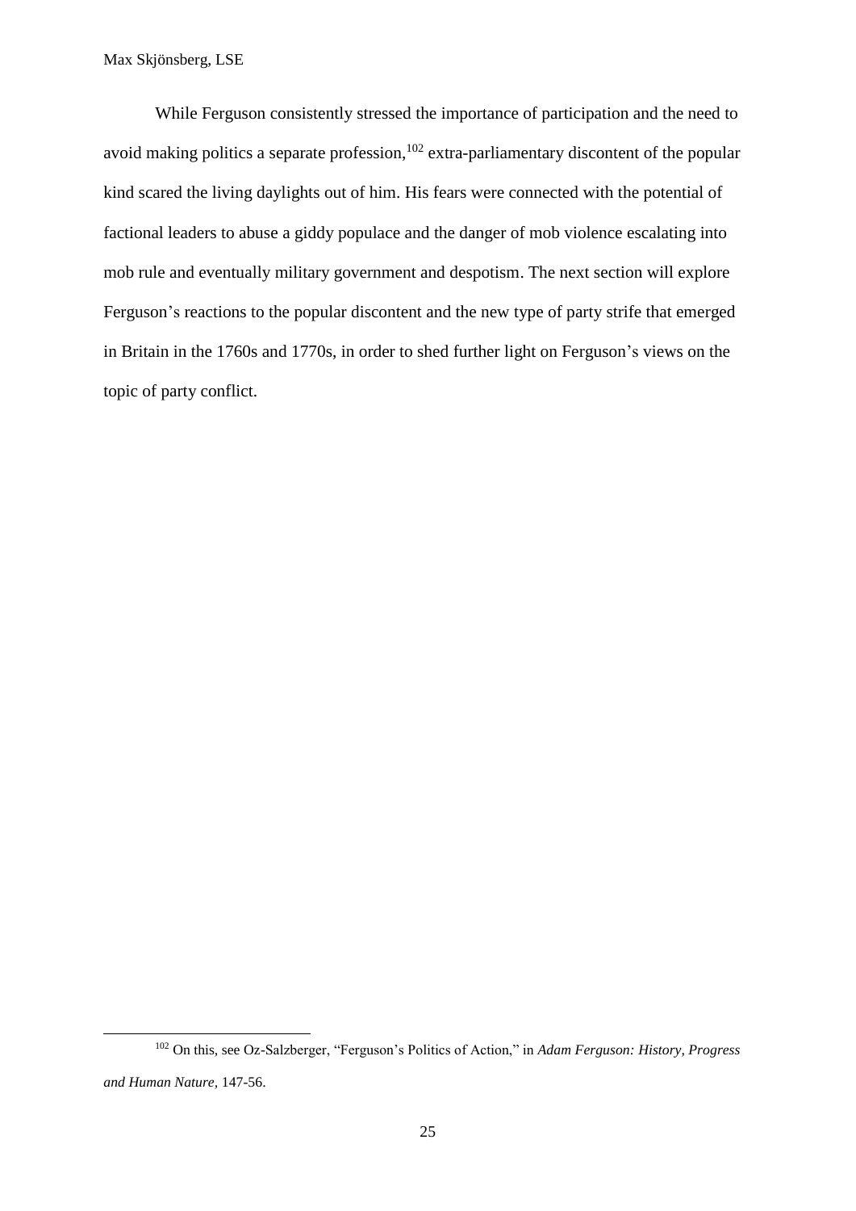While Ferguson consistently stressed the importance of participation and the need to avoid making politics a separate profession,[102] extra-parliamentary discontent of the popular kind scared the living daylights out of him. His fears were connected with the potential of factional leaders to abuse a giddy populace and the danger of mob violence escalating into mob rule and eventually military government and despotism. The next section will explore Ferguson's reactions to the popular discontent and the new type of party strife that emerged in Britain in the 1760s and 1770s, in order to shed further light on Ferguson's views on the topic of party conflict.

---

[102] On this, see Oz-Salzberger, "Ferguson's Politics of Action," in *Adam Ferguson: History, Progress and Human Nature*, 147-56.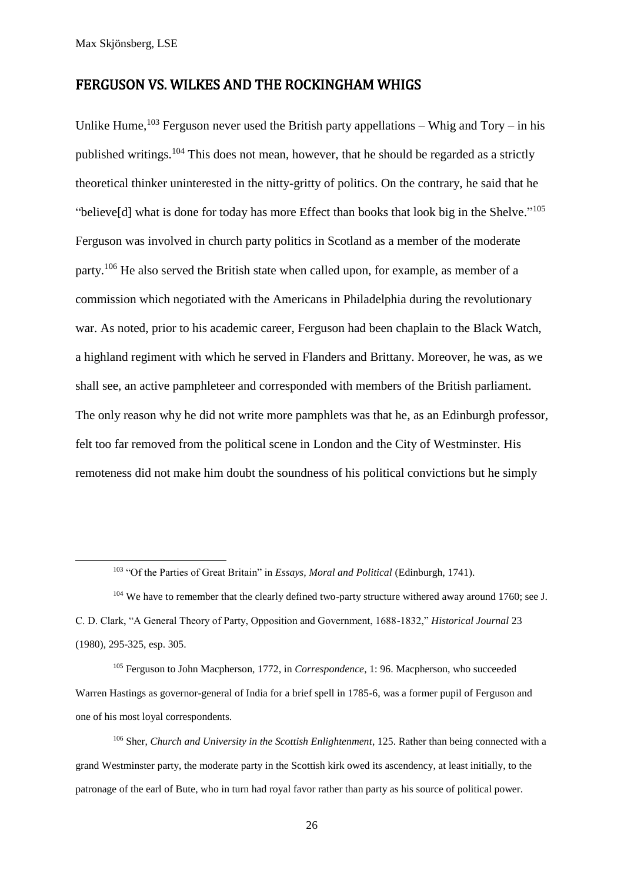## FERGUSON VS. WILKES AND THE ROCKINGHAM WHIGS

Unlike Hume,[103] Ferguson never used the British party appellations – Whig and Tory – in his published writings.[104] This does not mean, however, that he should be regarded as a strictly theoretical thinker uninterested in the nitty-gritty of politics. On the contrary, he said that he "believe[d] what is done for today has more Effect than books that look big in the Shelve."[105] Ferguson was involved in church party politics in Scotland as a member of the moderate party.[106] He also served the British state when called upon, for example, as member of a commission which negotiated with the Americans in Philadelphia during the revolutionary war. As noted, prior to his academic career, Ferguson had been chaplain to the Black Watch, a highland regiment with which he served in Flanders and Brittany. Moreover, he was, as we shall see, an active pamphleteer and corresponded with members of the British parliament. The only reason why he did not write more pamphlets was that he, as an Edinburgh professor, felt too far removed from the political scene in London and the City of Westminster. His remoteness did not make him doubt the soundness of his political convictions but he simply

---

[103] "Of the Parties of Great Britain" in *Essays, Moral and Political* (Edinburgh, 1741).

[104] We have to remember that the clearly defined two-party structure withered away around 1760; see J. C. D. Clark, "A General Theory of Party, Opposition and Government, 1688-1832," *Historical Journal* 23 (1980), 295-325, esp. 305.

[105] Ferguson to John Macpherson, 1772, in *Correspondence*, 1: 96. Macpherson, who succeeded Warren Hastings as governor-general of India for a brief spell in 1785-6, was a former pupil of Ferguson and one of his most loyal correspondents.

[106] Sher, *Church and University in the Scottish Enlightenment*, 125. Rather than being connected with a grand Westminster party, the moderate party in the Scottish kirk owed its ascendency, at least initially, to the patronage of the earl of Bute, who in turn had royal favor rather than party as his source of political power.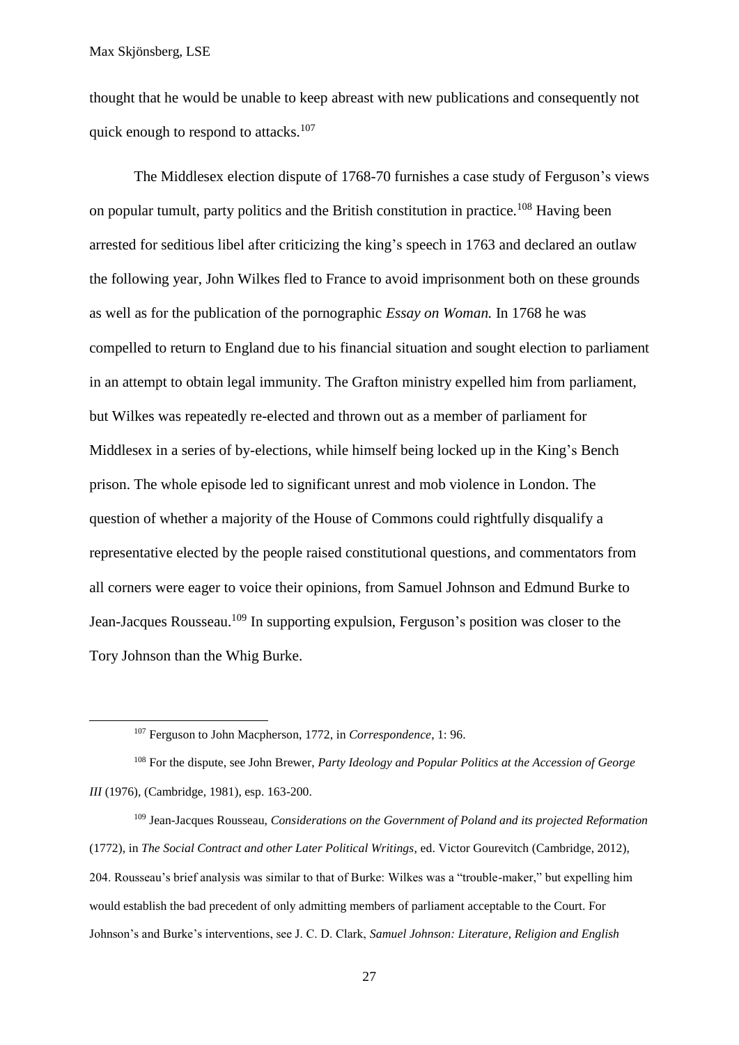thought that he would be unable to keep abreast with new publications and consequently not quick enough to respond to attacks.[107]

The Middlesex election dispute of 1768-70 furnishes a case study of Ferguson's views on popular tumult, party politics and the British constitution in practice.[108] Having been arrested for seditious libel after criticizing the king's speech in 1763 and declared an outlaw the following year, John Wilkes fled to France to avoid imprisonment both on these grounds as well as for the publication of the pornographic *Essay on Woman.* In 1768 he was compelled to return to England due to his financial situation and sought election to parliament in an attempt to obtain legal immunity. The Grafton ministry expelled him from parliament, but Wilkes was repeatedly re-elected and thrown out as a member of parliament for Middlesex in a series of by-elections, while himself being locked up in the King's Bench prison. The whole episode led to significant unrest and mob violence in London. The question of whether a majority of the House of Commons could rightfully disqualify a representative elected by the people raised constitutional questions, and commentators from all corners were eager to voice their opinions, from Samuel Johnson and Edmund Burke to Jean-Jacques Rousseau.[109] In supporting expulsion, Ferguson's position was closer to the Tory Johnson than the Whig Burke.

---

[107] Ferguson to John Macpherson, 1772, in *Correspondence*, 1: 96.

[108] For the dispute, see John Brewer, *Party Ideology and Popular Politics at the Accession of George III* (1976), (Cambridge, 1981), esp. 163-200.

[109] Jean-Jacques Rousseau, *Considerations on the Government of Poland and its projected Reformation* (1772), in *The Social Contract and other Later Political Writings*, ed. Victor Gourevitch (Cambridge, 2012), 204. Rousseau's brief analysis was similar to that of Burke: Wilkes was a "trouble-maker," but expelling him would establish the bad precedent of only admitting members of parliament acceptable to the Court. For Johnson's and Burke's interventions, see J. C. D. Clark, *Samuel Johnson: Literature, Religion and English*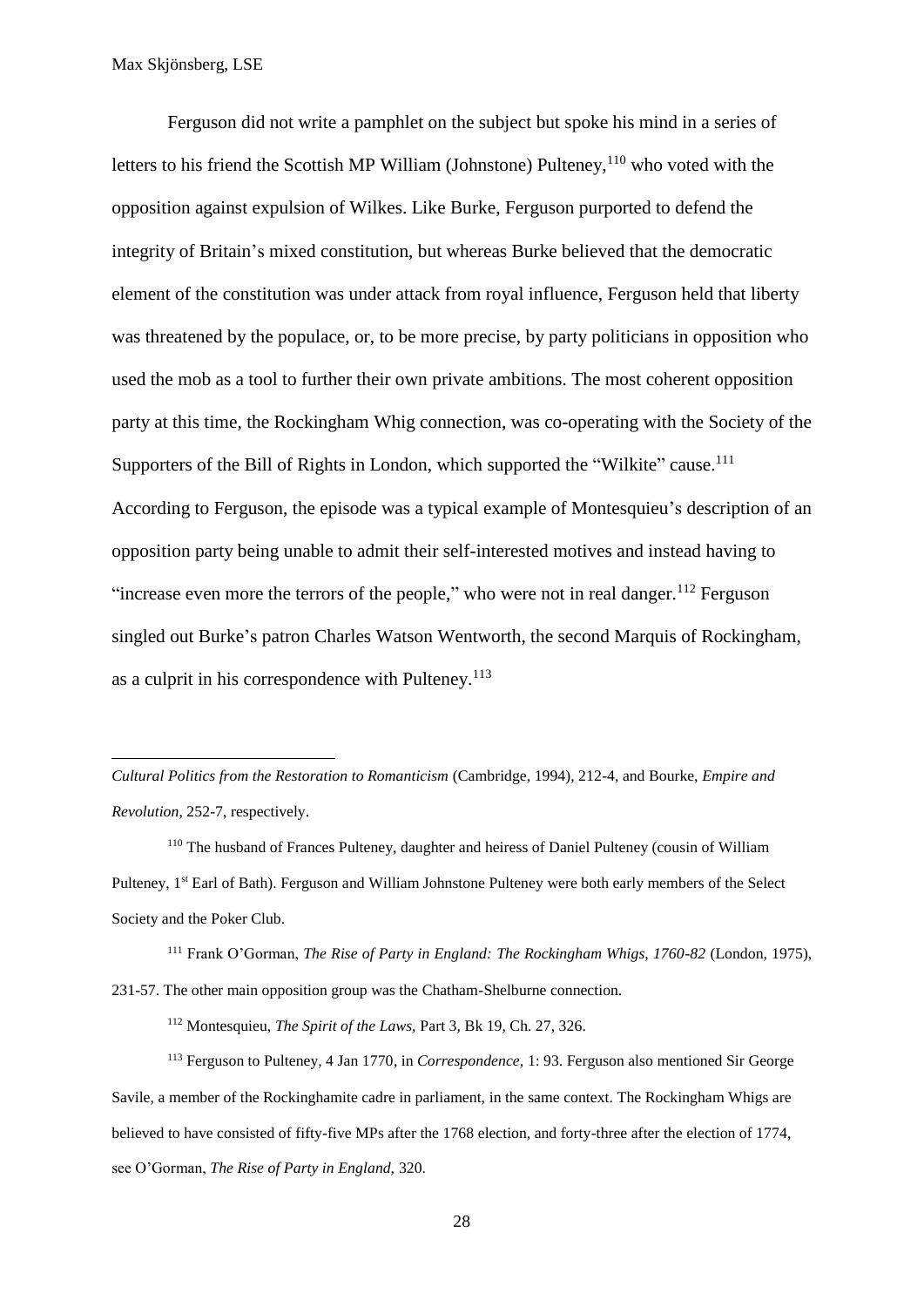Ferguson did not write a pamphlet on the subject but spoke his mind in a series of letters to his friend the Scottish MP William (Johnstone) Pulteney,[110] who voted with the opposition against expulsion of Wilkes. Like Burke, Ferguson purported to defend the integrity of Britain's mixed constitution, but whereas Burke believed that the democratic element of the constitution was under attack from royal influence, Ferguson held that liberty was threatened by the populace, or, to be more precise, by party politicians in opposition who used the mob as a tool to further their own private ambitions. The most coherent opposition party at this time, the Rockingham Whig connection, was co-operating with the Society of the Supporters of the Bill of Rights in London, which supported the "Wilkite" cause.[111] According to Ferguson, the episode was a typical example of Montesquieu's description of an opposition party being unable to admit their self-interested motives and instead having to "increase even more the terrors of the people," who were not in real danger.[112] Ferguson singled out Burke's patron Charles Watson Wentworth, the second Marquis of Rockingham, as a culprit in his correspondence with Pulteney.[113]

---

*Cultural Politics from the Restoration to Romanticism* (Cambridge, 1994), 212-4, and Bourke, *Empire and Revolution*, 252-7, respectively.

[110] The husband of Frances Pulteney, daughter and heiress of Daniel Pulteney (cousin of William Pulteney, 1st Earl of Bath). Ferguson and William Johnstone Pulteney were both early members of the Select Society and the Poker Club.

[111] Frank O'Gorman, *The Rise of Party in England: The Rockingham Whigs, 1760-82* (London, 1975), 231-57. The other main opposition group was the Chatham-Shelburne connection.

[112] Montesquieu, *The Spirit of the Laws,* Part 3, Bk 19, Ch. 27, 326.

[113] Ferguson to Pulteney, 4 Jan 1770, in *Correspondence,* 1: 93. Ferguson also mentioned Sir George Savile, a member of the Rockinghamite cadre in parliament, in the same context. The Rockingham Whigs are believed to have consisted of fifty-five MPs after the 1768 election, and forty-three after the election of 1774, see O'Gorman, *The Rise of Party in England,* 320.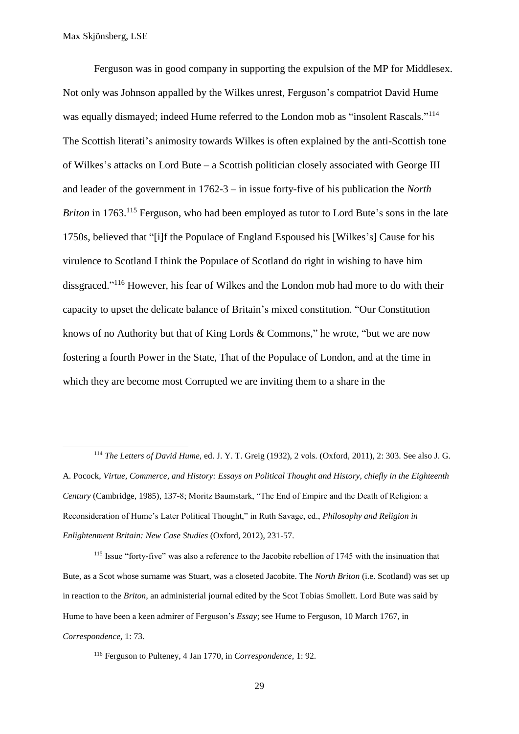Ferguson was in good company in supporting the expulsion of the MP for Middlesex. Not only was Johnson appalled by the Wilkes unrest, Ferguson's compatriot David Hume was equally dismayed; indeed Hume referred to the London mob as "insolent Rascals."[114] The Scottish literati's animosity towards Wilkes is often explained by the anti-Scottish tone of Wilkes's attacks on Lord Bute – a Scottish politician closely associated with George III and leader of the government in 1762-3 – in issue forty-five of his publication the *North Briton* in 1763.[115] Ferguson, who had been employed as tutor to Lord Bute's sons in the late 1750s, believed that "[i]f the Populace of England Espoused his [Wilkes's] Cause for his virulence to Scotland I think the Populace of Scotland do right in wishing to have him dissgraced."[116] However, his fear of Wilkes and the London mob had more to do with their capacity to upset the delicate balance of Britain's mixed constitution. "Our Constitution knows of no Authority but that of King Lords & Commons," he wrote, "but we are now fostering a fourth Power in the State, That of the Populace of London, and at the time in which they are become most Corrupted we are inviting them to a share in the

---

[114] *The Letters of David Hume*, ed. J. Y. T. Greig (1932), 2 vols. (Oxford, 2011), 2: 303. See also J. G. A. Pocock, *Virtue, Commerce, and History: Essays on Political Thought and History, chiefly in the Eighteenth Century* (Cambridge, 1985), 137-8; Moritz Baumstark, "The End of Empire and the Death of Religion: a Reconsideration of Hume's Later Political Thought," in Ruth Savage, ed., *Philosophy and Religion in Enlightenment Britain: New Case Studies* (Oxford, 2012), 231-57.

[115] Issue "forty-five" was also a reference to the Jacobite rebellion of 1745 with the insinuation that Bute, as a Scot whose surname was Stuart, was a closeted Jacobite. The *North Briton* (i.e. Scotland) was set up in reaction to the *Briton*, an administerial journal edited by the Scot Tobias Smollett. Lord Bute was said by Hume to have been a keen admirer of Ferguson's *Essay*; see Hume to Ferguson, 10 March 1767, in *Correspondence*, 1: 73.

[116] Ferguson to Pulteney, 4 Jan 1770, in *Correspondence*, 1: 92.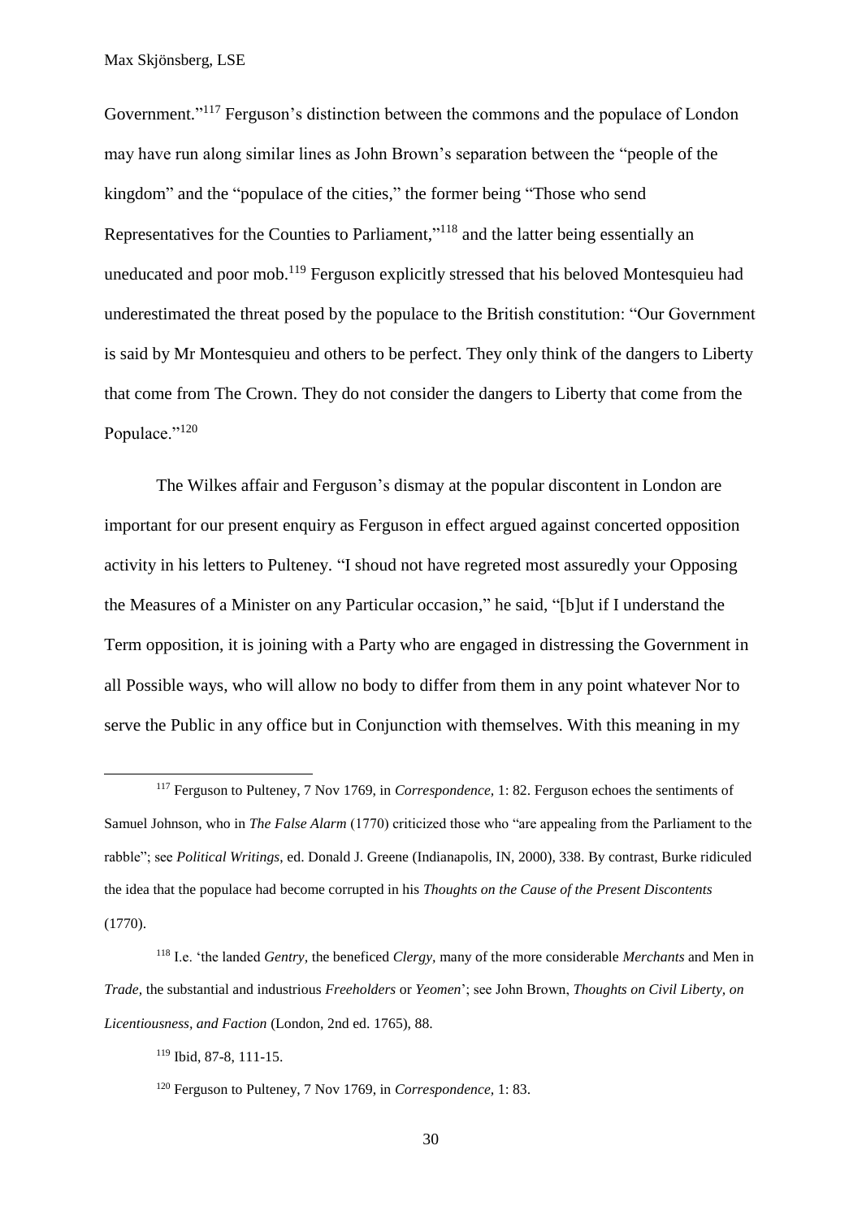Government."[117] Ferguson's distinction between the commons and the populace of London may have run along similar lines as John Brown's separation between the "people of the kingdom" and the "populace of the cities," the former being "Those who send Representatives for the Counties to Parliament,"[118] and the latter being essentially an uneducated and poor mob.[119] Ferguson explicitly stressed that his beloved Montesquieu had underestimated the threat posed by the populace to the British constitution: "Our Government is said by Mr Montesquieu and others to be perfect. They only think of the dangers to Liberty that come from The Crown. They do not consider the dangers to Liberty that come from the Populace."[120]

The Wilkes affair and Ferguson's dismay at the popular discontent in London are important for our present enquiry as Ferguson in effect argued against concerted opposition activity in his letters to Pulteney. "I shoud not have regreted most assuredly your Opposing the Measures of a Minister on any Particular occasion," he said, "[b]ut if I understand the Term opposition, it is joining with a Party who are engaged in distressing the Government in all Possible ways, who will allow no body to differ from them in any point whatever Nor to serve the Public in any office but in Conjunction with themselves. With this meaning in my

---

[117] Ferguson to Pulteney, 7 Nov 1769, in *Correspondence,* 1: 82. Ferguson echoes the sentiments of Samuel Johnson, who in *The False Alarm* (1770) criticized those who "are appealing from the Parliament to the rabble"; see *Political Writings*, ed. Donald J. Greene (Indianapolis, IN, 2000), 338. By contrast, Burke ridiculed the idea that the populace had become corrupted in his *Thoughts on the Cause of the Present Discontents* (1770).

[118] I.e. 'the landed *Gentry,* the beneficed *Clergy,* many of the more considerable *Merchants* and Men in *Trade*, the substantial and industrious *Freeholders* or *Yeomen*'; see John Brown, *Thoughts on Civil Liberty, on Licentiousness, and Faction* (London, 2nd ed. 1765), 88.

[119] Ibid, 87-8, 111-15.

[120] Ferguson to Pulteney, 7 Nov 1769, in *Correspondence,* 1: 83.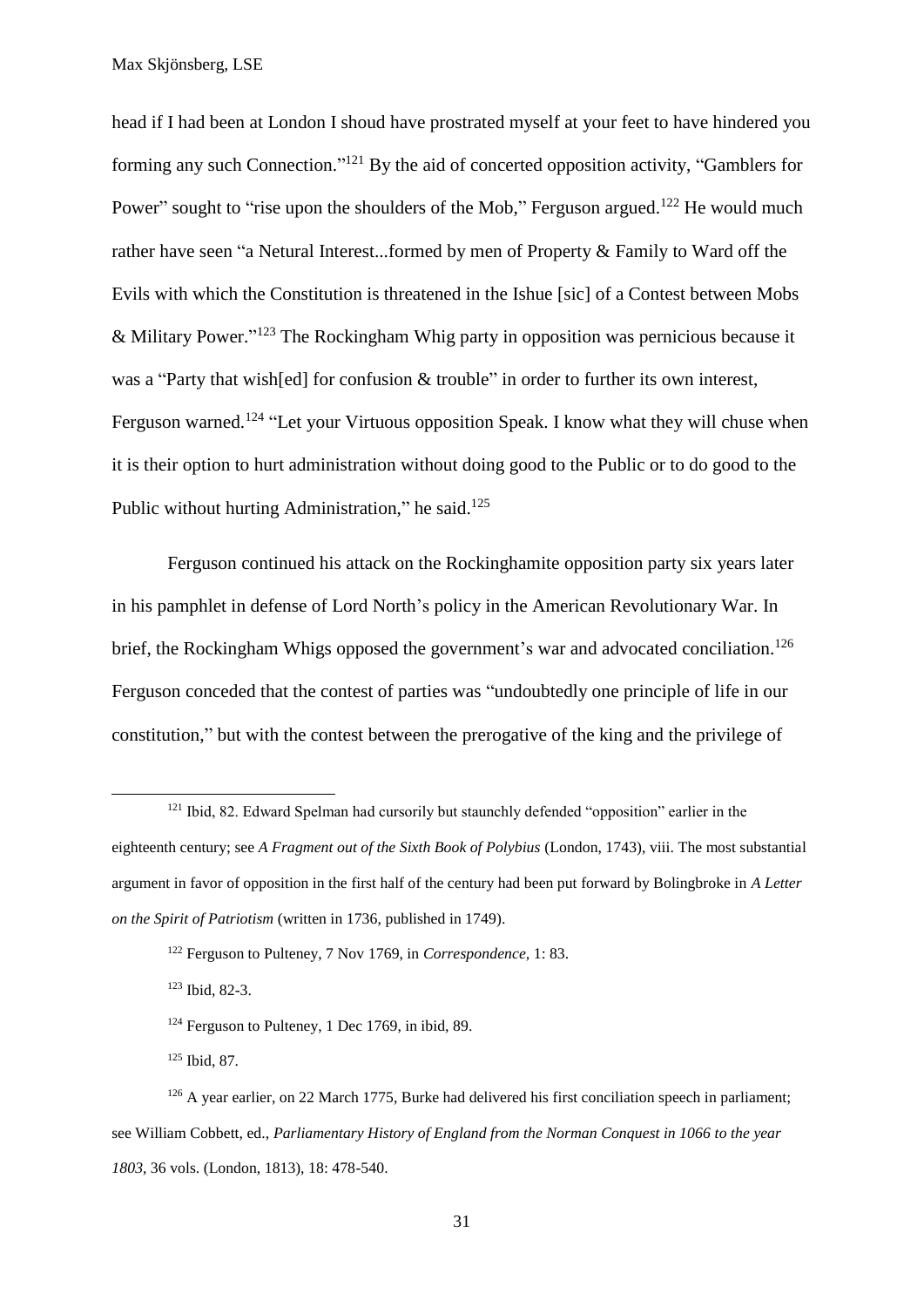head if I had been at London I shoud have prostrated myself at your feet to have hindered you forming any such Connection."[121] By the aid of concerted opposition activity, "Gamblers for Power" sought to "rise upon the shoulders of the Mob," Ferguson argued.[122] He would much rather have seen "a Netural Interest...formed by men of Property & Family to Ward off the Evils with which the Constitution is threatened in the Ishue [sic] of a Contest between Mobs & Military Power."[123] The Rockingham Whig party in opposition was pernicious because it was a "Party that wish[ed] for confusion & trouble" in order to further its own interest, Ferguson warned.[124] "Let your Virtuous opposition Speak. I know what they will chuse when it is their option to hurt administration without doing good to the Public or to do good to the Public without hurting Administration," he said.[125]

Ferguson continued his attack on the Rockinghamite opposition party six years later in his pamphlet in defense of Lord North's policy in the American Revolutionary War. In brief, the Rockingham Whigs opposed the government's war and advocated conciliation.[126] Ferguson conceded that the contest of parties was "undoubtedly one principle of life in our constitution," but with the contest between the prerogative of the king and the privilege of

---

[121] Ibid, 82. Edward Spelman had cursorily but staunchly defended "opposition" earlier in the eighteenth century; see *A Fragment out of the Sixth Book of Polybius* (London, 1743), viii. The most substantial argument in favor of opposition in the first half of the century had been put forward by Bolingbroke in *A Letter on the Spirit of Patriotism* (written in 1736, published in 1749).

[122] Ferguson to Pulteney, 7 Nov 1769, in *Correspondence*, 1: 83.

[123] Ibid, 82-3.

[124] Ferguson to Pulteney, 1 Dec 1769, in ibid, 89.

[125] Ibid, 87.

[126] A year earlier, on 22 March 1775, Burke had delivered his first conciliation speech in parliament; see William Cobbett, ed., *Parliamentary History of England from the Norman Conquest in 1066 to the year 1803*, 36 vols. (London, 1813), 18: 478-540.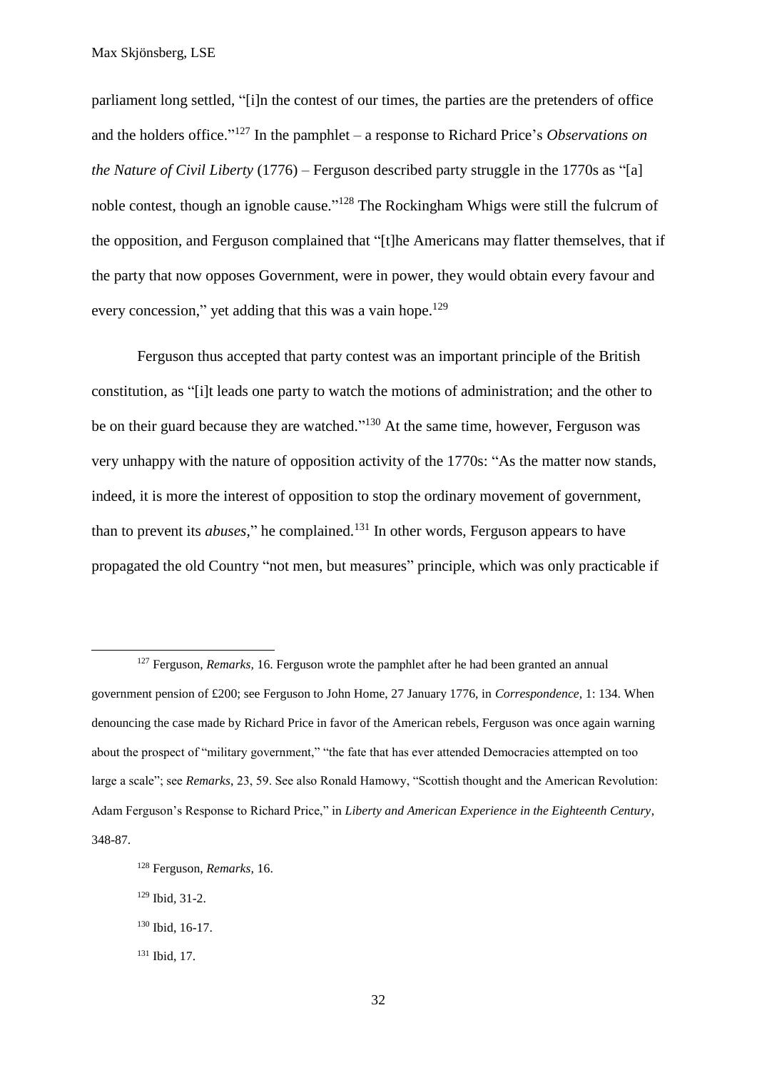parliament long settled, "[i]n the contest of our times, the parties are the pretenders of office and the holders office."[127] In the pamphlet – a response to Richard Price's *Observations on the Nature of Civil Liberty* (1776) – Ferguson described party struggle in the 1770s as "[a] noble contest, though an ignoble cause."[128] The Rockingham Whigs were still the fulcrum of the opposition, and Ferguson complained that "[t]he Americans may flatter themselves, that if the party that now opposes Government, were in power, they would obtain every favour and every concession," yet adding that this was a vain hope.[129]

Ferguson thus accepted that party contest was an important principle of the British constitution, as "[i]t leads one party to watch the motions of administration; and the other to be on their guard because they are watched."[130] At the same time, however, Ferguson was very unhappy with the nature of opposition activity of the 1770s: "As the matter now stands, indeed, it is more the interest of opposition to stop the ordinary movement of government, than to prevent its *abuses*," he complained.[131] In other words, Ferguson appears to have propagated the old Country "not men, but measures" principle, which was only practicable if

---

[127] Ferguson, *Remarks*, 16. Ferguson wrote the pamphlet after he had been granted an annual government pension of £200; see Ferguson to John Home, 27 January 1776, in *Correspondence*, 1: 134. When denouncing the case made by Richard Price in favor of the American rebels, Ferguson was once again warning about the prospect of "military government," "the fate that has ever attended Democracies attempted on too large a scale"; see *Remarks*, 23, 59. See also Ronald Hamowy, "Scottish thought and the American Revolution: Adam Ferguson's Response to Richard Price," in *Liberty and American Experience in the Eighteenth Century*, 348-87.

[128] Ferguson, *Remarks*, 16.

[129] Ibid, 31-2.

[130] Ibid, 16-17.

[131] Ibid, 17.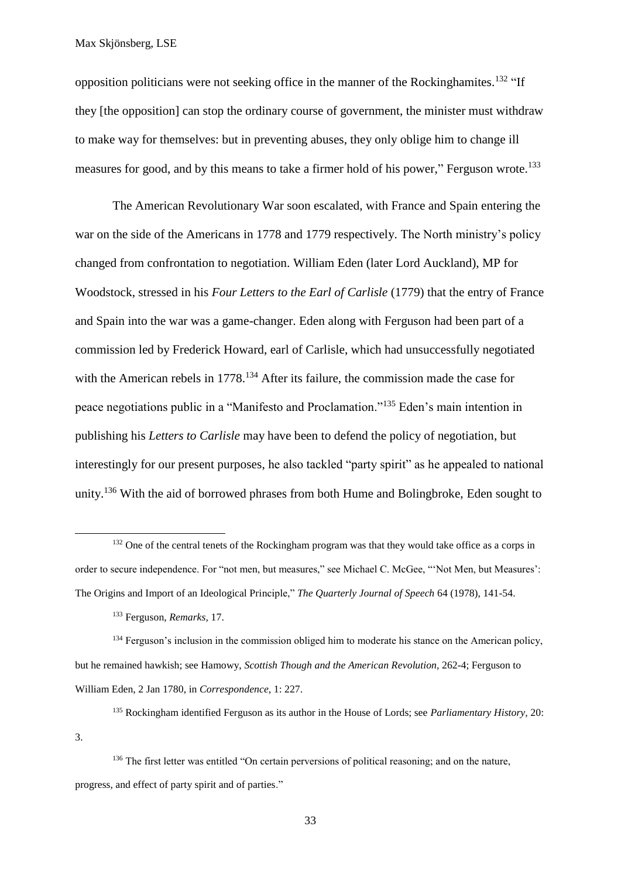opposition politicians were not seeking office in the manner of the Rockinghamites.[132] "If they [the opposition] can stop the ordinary course of government, the minister must withdraw to make way for themselves: but in preventing abuses, they only oblige him to change ill measures for good, and by this means to take a firmer hold of his power," Ferguson wrote.[133]

The American Revolutionary War soon escalated, with France and Spain entering the war on the side of the Americans in 1778 and 1779 respectively. The North ministry's policy changed from confrontation to negotiation. William Eden (later Lord Auckland), MP for Woodstock, stressed in his *Four Letters to the Earl of Carlisle* (1779) that the entry of France and Spain into the war was a game-changer. Eden along with Ferguson had been part of a commission led by Frederick Howard, earl of Carlisle, which had unsuccessfully negotiated with the American rebels in 1778.[134] After its failure, the commission made the case for peace negotiations public in a "Manifesto and Proclamation."[135] Eden's main intention in publishing his *Letters to Carlisle* may have been to defend the policy of negotiation, but interestingly for our present purposes, he also tackled "party spirit" as he appealed to national unity.[136] With the aid of borrowed phrases from both Hume and Bolingbroke, Eden sought to

---

[132] One of the central tenets of the Rockingham program was that they would take office as a corps in order to secure independence. For "not men, but measures," see Michael C. McGee, "'Not Men, but Measures': The Origins and Import of an Ideological Principle," *The Quarterly Journal of Speech* 64 (1978), 141-54.

[133] Ferguson, *Remarks,* 17.

[134] Ferguson's inclusion in the commission obliged him to moderate his stance on the American policy, but he remained hawkish; see Hamowy, *Scottish Though and the American Revolution,* 262-4; Ferguson to William Eden, 2 Jan 1780, in *Correspondence,* 1: 227.

[135] Rockingham identified Ferguson as its author in the House of Lords; see *Parliamentary History,* 20: 3.

[136] The first letter was entitled "On certain perversions of political reasoning; and on the nature, progress, and effect of party spirit and of parties."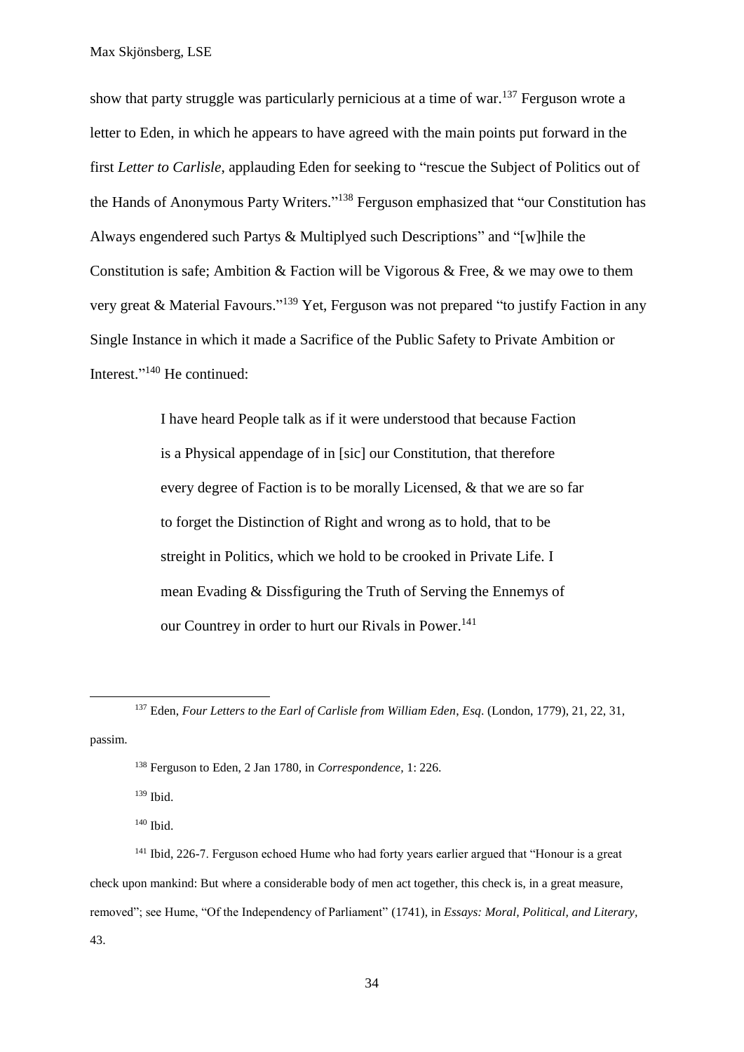show that party struggle was particularly pernicious at a time of war.[137] Ferguson wrote a letter to Eden, in which he appears to have agreed with the main points put forward in the first *Letter to Carlisle*, applauding Eden for seeking to "rescue the Subject of Politics out of the Hands of Anonymous Party Writers."[138] Ferguson emphasized that "our Constitution has Always engendered such Partys & Multiplyed such Descriptions" and "[w]hile the Constitution is safe; Ambition & Faction will be Vigorous & Free, & we may owe to them very great & Material Favours."[139] Yet, Ferguson was not prepared "to justify Faction in any Single Instance in which it made a Sacrifice of the Public Safety to Private Ambition or Interest."[140] He continued:

> I have heard People talk as if it were understood that because Faction is a Physical appendage of in [sic] our Constitution, that therefore every degree of Faction is to be morally Licensed, & that we are so far to forget the Distinction of Right and wrong as to hold, that to be streight in Politics, which we hold to be crooked in Private Life. I mean Evading & Dissfiguring the Truth of Serving the Ennemys of our Countrey in order to hurt our Rivals in Power.[141]

---

[137] Eden, *Four Letters to the Earl of Carlisle from William Eden, Esq*. (London, 1779), 21, 22, 31, passim.

[138] Ferguson to Eden, 2 Jan 1780, in *Correspondence,* 1: 226.

[139] Ibid.

[140] Ibid.

[141] Ibid, 226-7. Ferguson echoed Hume who had forty years earlier argued that "Honour is a great check upon mankind: But where a considerable body of men act together, this check is, in a great measure, removed"; see Hume, "Of the Independency of Parliament" (1741), in *Essays: Moral, Political, and Literary*, 43.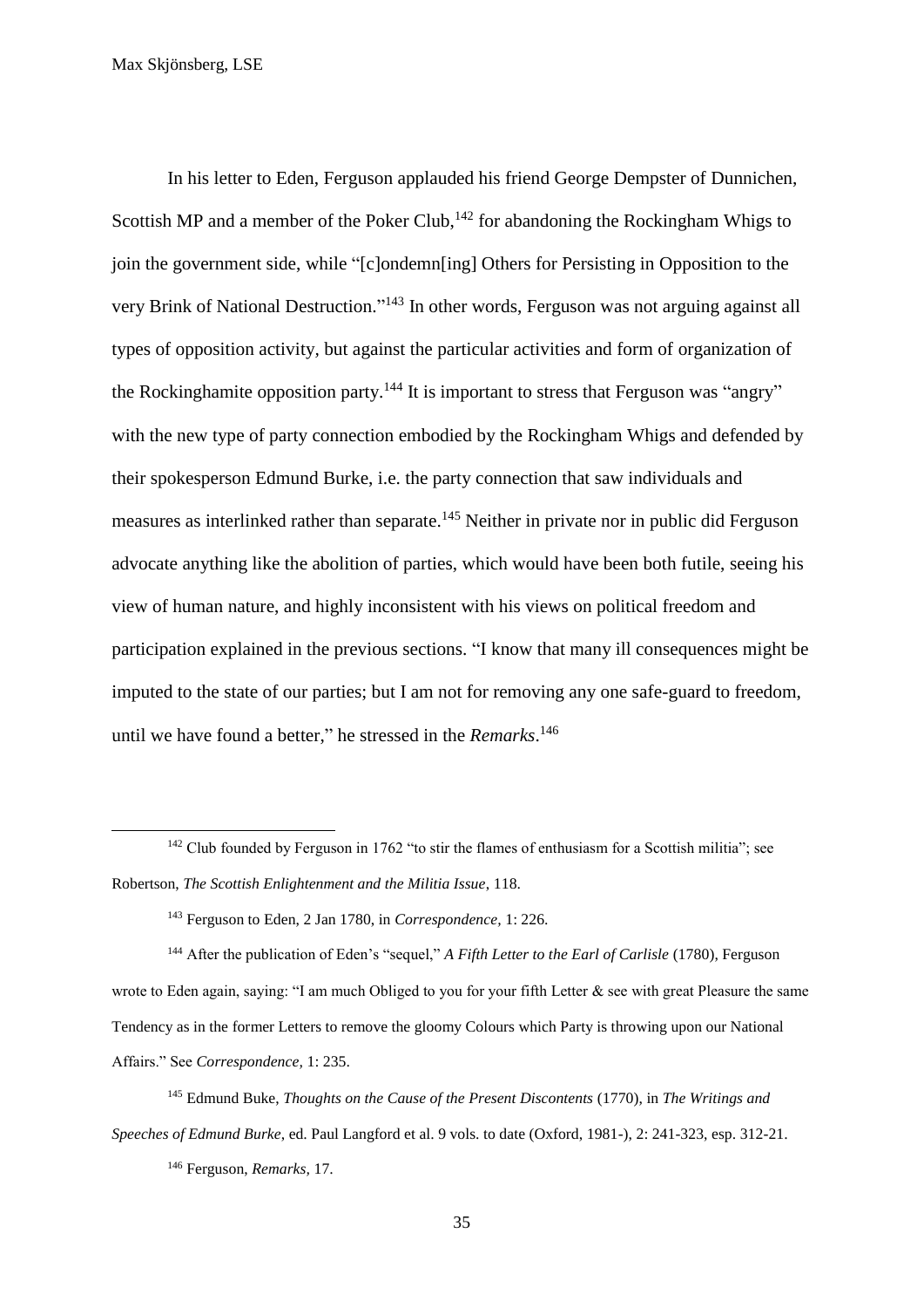In his letter to Eden, Ferguson applauded his friend George Dempster of Dunnichen, Scottish MP and a member of the Poker Club,[142] for abandoning the Rockingham Whigs to join the government side, while "[c]ondemn[ing] Others for Persisting in Opposition to the very Brink of National Destruction."[143] In other words, Ferguson was not arguing against all types of opposition activity, but against the particular activities and form of organization of the Rockinghamite opposition party.[144] It is important to stress that Ferguson was "angry" with the new type of party connection embodied by the Rockingham Whigs and defended by their spokesperson Edmund Burke, i.e. the party connection that saw individuals and measures as interlinked rather than separate.[145] Neither in private nor in public did Ferguson advocate anything like the abolition of parties, which would have been both futile, seeing his view of human nature, and highly inconsistent with his views on political freedom and participation explained in the previous sections. "I know that many ill consequences might be imputed to the state of our parties; but I am not for removing any one safe-guard to freedom, until we have found a better," he stressed in the *Remarks*.[146]

---

[142] Club founded by Ferguson in 1762 "to stir the flames of enthusiasm for a Scottish militia"; see Robertson, *The Scottish Enlightenment and the Militia Issue*, 118.

[143] Ferguson to Eden, 2 Jan 1780, in *Correspondence*, 1: 226.

[144] After the publication of Eden's "sequel," *A Fifth Letter to the Earl of Carlisle* (1780), Ferguson wrote to Eden again, saying: "I am much Obliged to you for your fifth Letter & see with great Pleasure the same Tendency as in the former Letters to remove the gloomy Colours which Party is throwing upon our National Affairs." See *Correspondence*, 1: 235.

[145] Edmund Buke, *Thoughts on the Cause of the Present Discontents* (1770), in *The Writings and Speeches of Edmund Burke*, ed. Paul Langford et al. 9 vols. to date (Oxford, 1981-), 2: 241-323, esp. 312-21.

[146] Ferguson, *Remarks*, 17.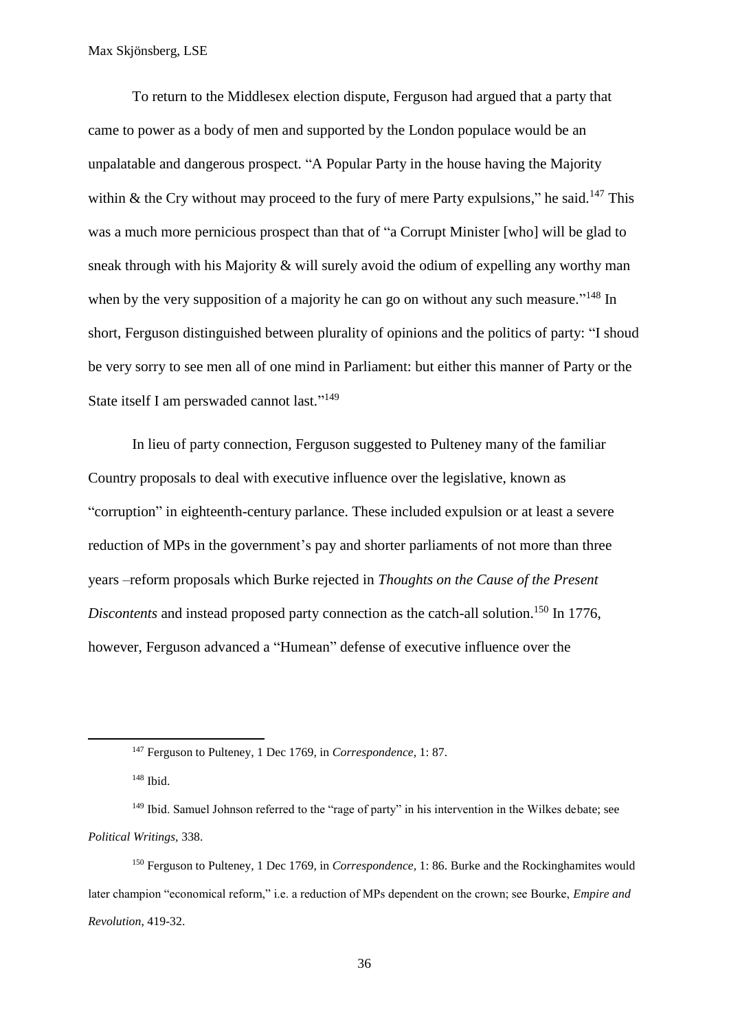To return to the Middlesex election dispute, Ferguson had argued that a party that came to power as a body of men and supported by the London populace would be an unpalatable and dangerous prospect. "A Popular Party in the house having the Majority within & the Cry without may proceed to the fury of mere Party expulsions," he said.[147] This was a much more pernicious prospect than that of "a Corrupt Minister [who] will be glad to sneak through with his Majority & will surely avoid the odium of expelling any worthy man when by the very supposition of a majority he can go on without any such measure."[148] In short, Ferguson distinguished between plurality of opinions and the politics of party: "I shoud be very sorry to see men all of one mind in Parliament: but either this manner of Party or the State itself I am perswaded cannot last."[149]

In lieu of party connection, Ferguson suggested to Pulteney many of the familiar Country proposals to deal with executive influence over the legislative, known as "corruption" in eighteenth-century parlance. These included expulsion or at least a severe reduction of MPs in the government's pay and shorter parliaments of not more than three years –reform proposals which Burke rejected in *Thoughts on the Cause of the Present Discontents* and instead proposed party connection as the catch-all solution.[150] In 1776, however, Ferguson advanced a "Humean" defense of executive influence over the

---

[147] Ferguson to Pulteney, 1 Dec 1769, in *Correspondence,* 1: 87.

[148] Ibid.

[149] Ibid. Samuel Johnson referred to the "rage of party" in his intervention in the Wilkes debate; see *Political Writings,* 338.

[150] Ferguson to Pulteney, 1 Dec 1769, in *Correspondence,* 1: 86. Burke and the Rockinghamites would later champion "economical reform," i.e. a reduction of MPs dependent on the crown; see Bourke, *Empire and Revolution*, 419-32.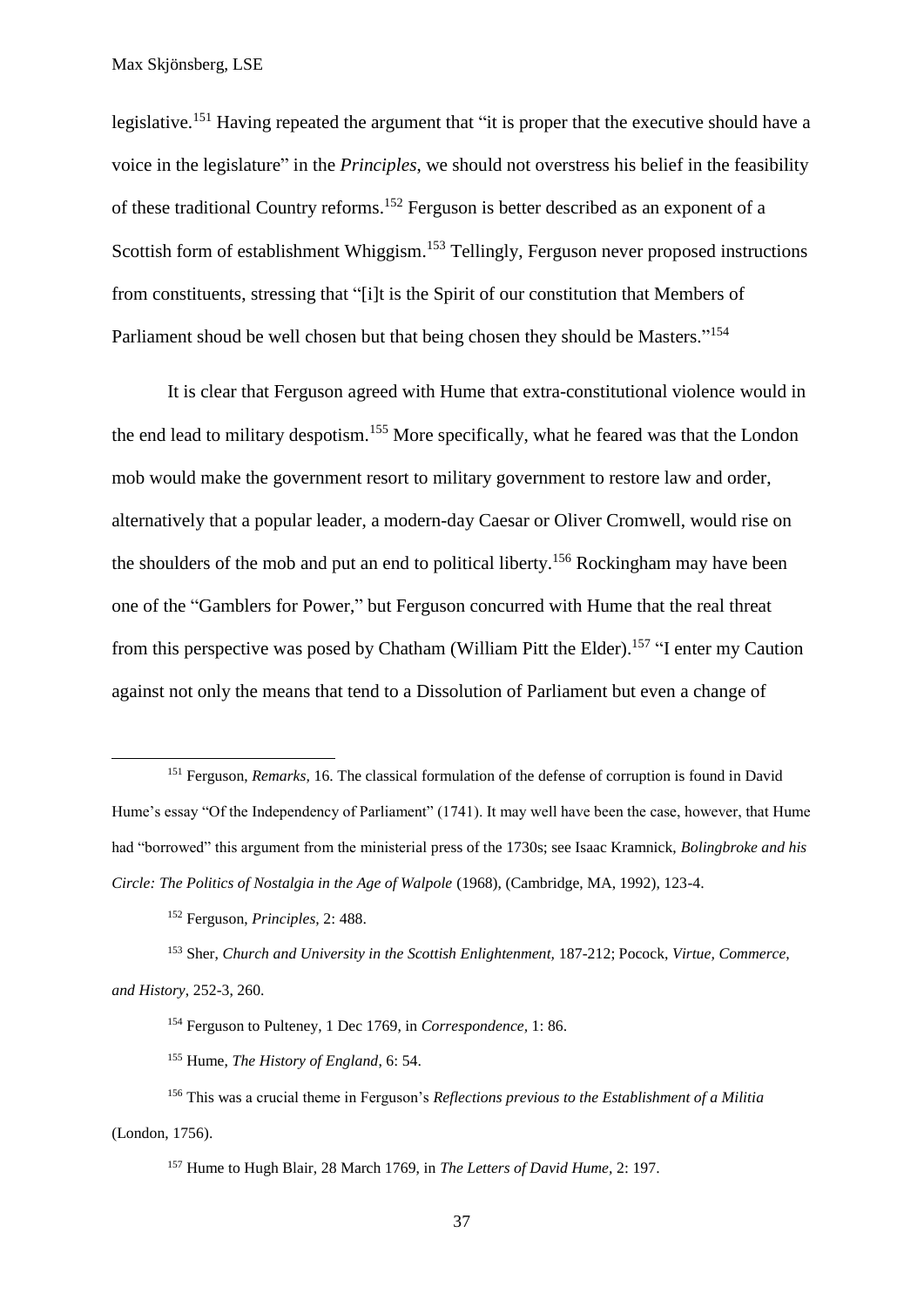legislative.[151] Having repeated the argument that "it is proper that the executive should have a voice in the legislature" in the *Principles*, we should not overstress his belief in the feasibility of these traditional Country reforms.[152] Ferguson is better described as an exponent of a Scottish form of establishment Whiggism.[153] Tellingly, Ferguson never proposed instructions from constituents, stressing that "[i]t is the Spirit of our constitution that Members of Parliament shoud be well chosen but that being chosen they should be Masters."[154]

It is clear that Ferguson agreed with Hume that extra-constitutional violence would in the end lead to military despotism.[155] More specifically, what he feared was that the London mob would make the government resort to military government to restore law and order, alternatively that a popular leader, a modern-day Caesar or Oliver Cromwell, would rise on the shoulders of the mob and put an end to political liberty.[156] Rockingham may have been one of the "Gamblers for Power," but Ferguson concurred with Hume that the real threat from this perspective was posed by Chatham (William Pitt the Elder).[157] "I enter my Caution against not only the means that tend to a Dissolution of Parliament but even a change of

---

[151] Ferguson, *Remarks*, 16. The classical formulation of the defense of corruption is found in David Hume's essay "Of the Independency of Parliament" (1741). It may well have been the case, however, that Hume had "borrowed" this argument from the ministerial press of the 1730s; see Isaac Kramnick, *Bolingbroke and his Circle: The Politics of Nostalgia in the Age of Walpole* (1968), (Cambridge, MA, 1992), 123-4.

[152] Ferguson, *Principles*, 2: 488.

[153] Sher, *Church and University in the Scottish Enlightenment*, 187-212; Pocock, *Virtue, Commerce, and History*, 252-3, 260.

[154] Ferguson to Pulteney, 1 Dec 1769, in *Correspondence*, 1: 86.

[155] Hume, *The History of England*, 6: 54.

[156] This was a crucial theme in Ferguson's *Reflections previous to the Establishment of a Militia* (London, 1756).

[157] Hume to Hugh Blair, 28 March 1769, in *The Letters of David Hume*, 2: 197.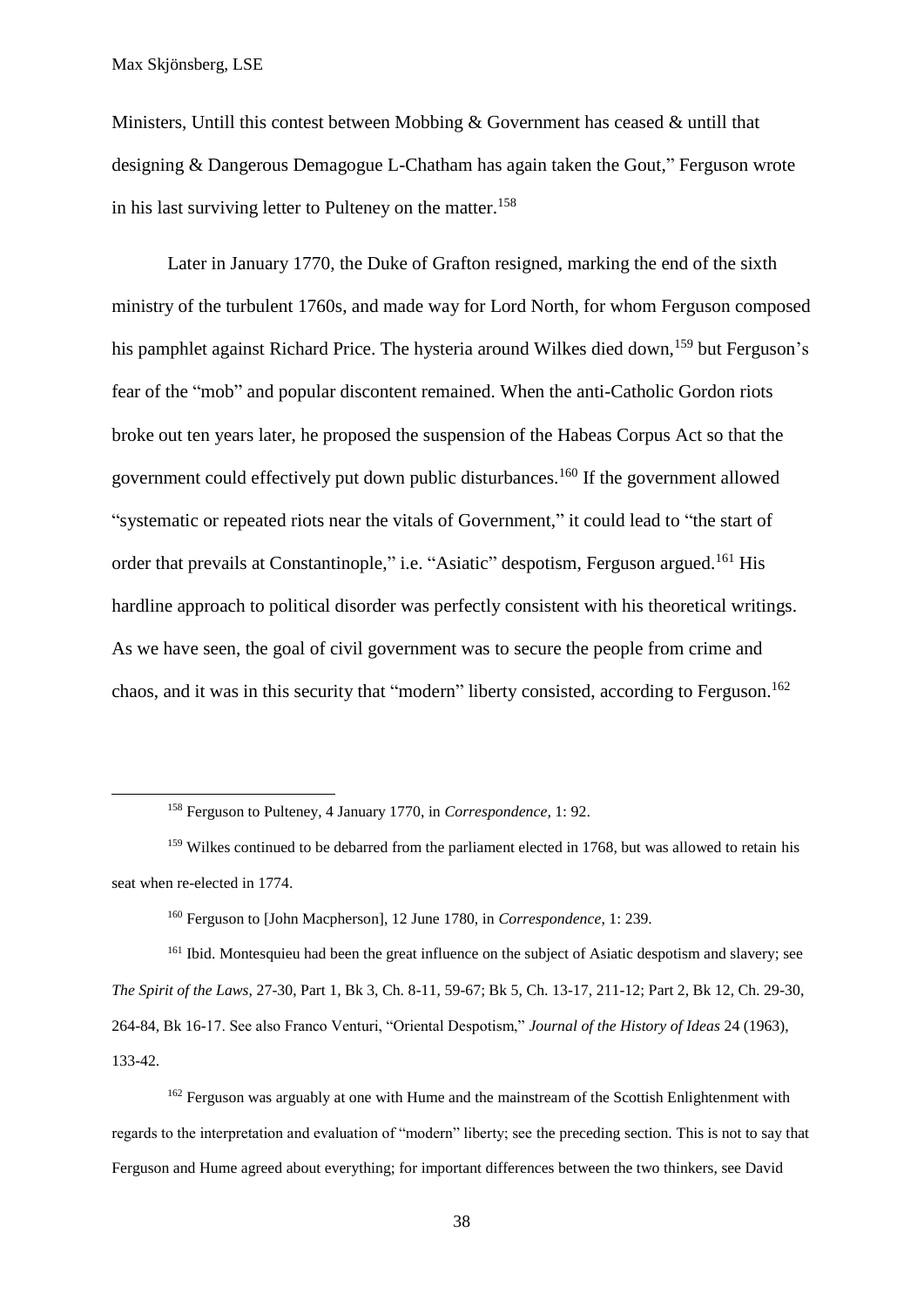Ministers, Untill this contest between Mobbing & Government has ceased & untill that designing & Dangerous Demagogue L-Chatham has again taken the Gout," Ferguson wrote in his last surviving letter to Pulteney on the matter.[158]

Later in January 1770, the Duke of Grafton resigned, marking the end of the sixth ministry of the turbulent 1760s, and made way for Lord North, for whom Ferguson composed his pamphlet against Richard Price. The hysteria around Wilkes died down,[159] but Ferguson's fear of the "mob" and popular discontent remained. When the anti-Catholic Gordon riots broke out ten years later, he proposed the suspension of the Habeas Corpus Act so that the government could effectively put down public disturbances.[160] If the government allowed "systematic or repeated riots near the vitals of Government," it could lead to "the start of order that prevails at Constantinople," i.e. "Asiatic" despotism, Ferguson argued.[161] His hardline approach to political disorder was perfectly consistent with his theoretical writings. As we have seen, the goal of civil government was to secure the people from crime and chaos, and it was in this security that "modern" liberty consisted, according to Ferguson.[162]

---

[158] Ferguson to Pulteney, 4 January 1770, in *Correspondence*, 1: 92.

[159] Wilkes continued to be debarred from the parliament elected in 1768, but was allowed to retain his seat when re-elected in 1774.

[160] Ferguson to [John Macpherson], 12 June 1780, in *Correspondence*, 1: 239.

[161] Ibid. Montesquieu had been the great influence on the subject of Asiatic despotism and slavery; see *The Spirit of the Laws,* 27-30, Part 1, Bk 3, Ch. 8-11, 59-67; Bk 5, Ch. 13-17, 211-12; Part 2, Bk 12, Ch. 29-30, 264-84, Bk 16-17. See also Franco Venturi, "Oriental Despotism," *Journal of the History of Ideas* 24 (1963), 133-42.

[162] Ferguson was arguably at one with Hume and the mainstream of the Scottish Enlightenment with regards to the interpretation and evaluation of "modern" liberty; see the preceding section. This is not to say that Ferguson and Hume agreed about everything; for important differences between the two thinkers, see David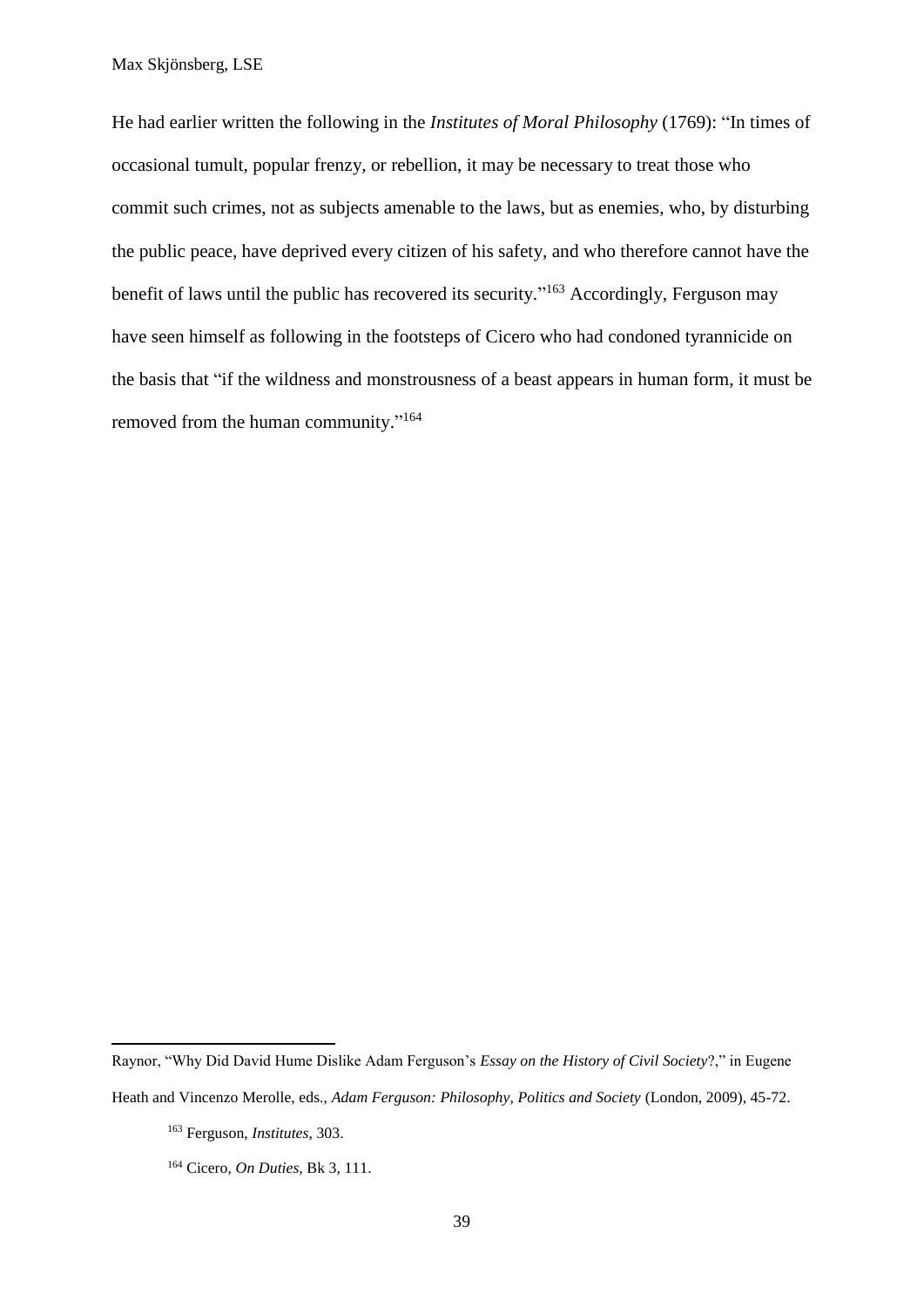He had earlier written the following in the *Institutes of Moral Philosophy* (1769): "In times of occasional tumult, popular frenzy, or rebellion, it may be necessary to treat those who commit such crimes, not as subjects amenable to the laws, but as enemies, who, by disturbing the public peace, have deprived every citizen of his safety, and who therefore cannot have the benefit of laws until the public has recovered its security."[163] Accordingly, Ferguson may have seen himself as following in the footsteps of Cicero who had condoned tyrannicide on the basis that "if the wildness and monstrousness of a beast appears in human form, it must be removed from the human community."[164]

---

Raynor, "Why Did David Hume Dislike Adam Ferguson's *Essay on the History of Civil Society*?," in Eugene Heath and Vincenzo Merolle, eds., *Adam Ferguson: Philosophy, Politics and Society* (London, 2009), 45-72.

[163] Ferguson, *Institutes*, 303.

[164] Cicero, *On Duties*, Bk 3, 111.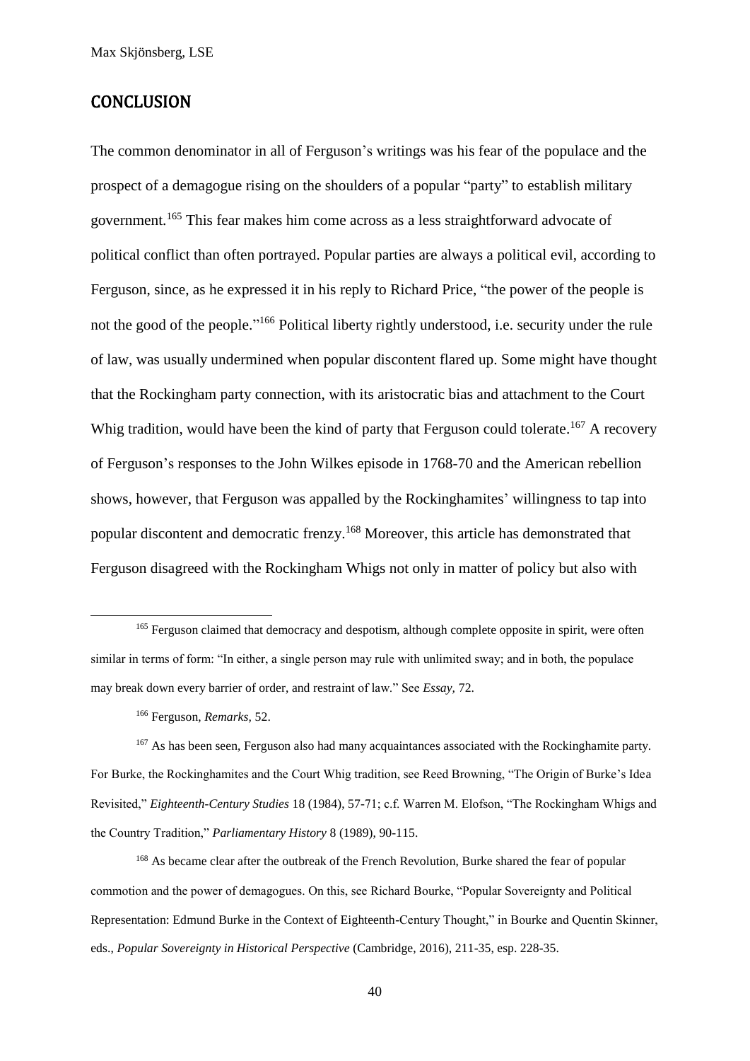## CONCLUSION

The common denominator in all of Ferguson's writings was his fear of the populace and the prospect of a demagogue rising on the shoulders of a popular "party" to establish military government.[165] This fear makes him come across as a less straightforward advocate of political conflict than often portrayed. Popular parties are always a political evil, according to Ferguson, since, as he expressed it in his reply to Richard Price, "the power of the people is not the good of the people."[166] Political liberty rightly understood, i.e. security under the rule of law, was usually undermined when popular discontent flared up. Some might have thought that the Rockingham party connection, with its aristocratic bias and attachment to the Court Whig tradition, would have been the kind of party that Ferguson could tolerate.[167] A recovery of Ferguson's responses to the John Wilkes episode in 1768-70 and the American rebellion shows, however, that Ferguson was appalled by the Rockinghamites' willingness to tap into popular discontent and democratic frenzy.[168] Moreover, this article has demonstrated that Ferguson disagreed with the Rockingham Whigs not only in matter of policy but also with

[165] Ferguson claimed that democracy and despotism, although complete opposite in spirit, were often similar in terms of form: "In either, a single person may rule with unlimited sway; and in both, the populace may break down every barrier of order, and restraint of law." See *Essay*, 72.

[166] Ferguson, *Remarks*, 52.

[167] As has been seen, Ferguson also had many acquaintances associated with the Rockinghamite party. For Burke, the Rockinghamites and the Court Whig tradition, see Reed Browning, "The Origin of Burke's Idea Revisited," *Eighteenth-Century Studies* 18 (1984), 57-71; c.f. Warren M. Elofson, "The Rockingham Whigs and the Country Tradition," *Parliamentary History* 8 (1989), 90-115.

[168] As became clear after the outbreak of the French Revolution, Burke shared the fear of popular commotion and the power of demagogues. On this, see Richard Bourke, "Popular Sovereignty and Political Representation: Edmund Burke in the Context of Eighteenth-Century Thought," in Bourke and Quentin Skinner, eds., *Popular Sovereignty in Historical Perspective* (Cambridge, 2016), 211-35, esp. 228-35.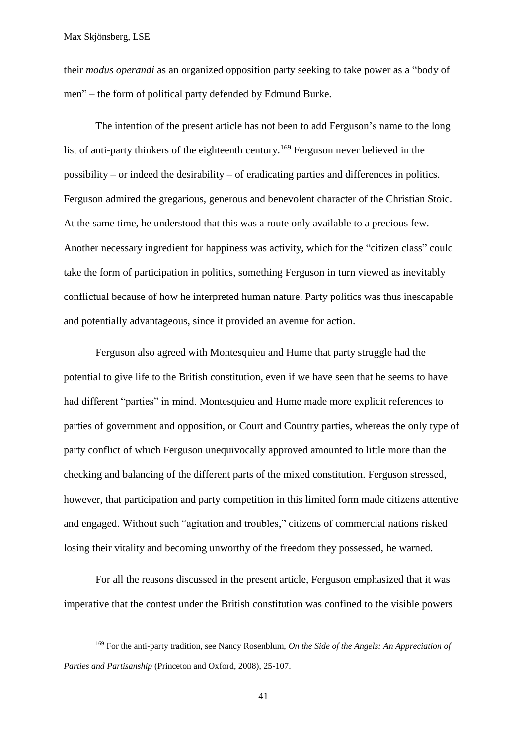their *modus operandi* as an organized opposition party seeking to take power as a "body of men" – the form of political party defended by Edmund Burke.

The intention of the present article has not been to add Ferguson's name to the long list of anti-party thinkers of the eighteenth century.[169] Ferguson never believed in the possibility – or indeed the desirability – of eradicating parties and differences in politics. Ferguson admired the gregarious, generous and benevolent character of the Christian Stoic. At the same time, he understood that this was a route only available to a precious few. Another necessary ingredient for happiness was activity, which for the "citizen class" could take the form of participation in politics, something Ferguson in turn viewed as inevitably conflictual because of how he interpreted human nature. Party politics was thus inescapable and potentially advantageous, since it provided an avenue for action.

Ferguson also agreed with Montesquieu and Hume that party struggle had the potential to give life to the British constitution, even if we have seen that he seems to have had different "parties" in mind. Montesquieu and Hume made more explicit references to parties of government and opposition, or Court and Country parties, whereas the only type of party conflict of which Ferguson unequivocally approved amounted to little more than the checking and balancing of the different parts of the mixed constitution. Ferguson stressed, however, that participation and party competition in this limited form made citizens attentive and engaged. Without such "agitation and troubles," citizens of commercial nations risked losing their vitality and becoming unworthy of the freedom they possessed, he warned.

For all the reasons discussed in the present article, Ferguson emphasized that it was imperative that the contest under the British constitution was confined to the visible powers

[169] For the anti-party tradition, see Nancy Rosenblum, *On the Side of the Angels: An Appreciation of Parties and Partisanship* (Princeton and Oxford, 2008), 25-107.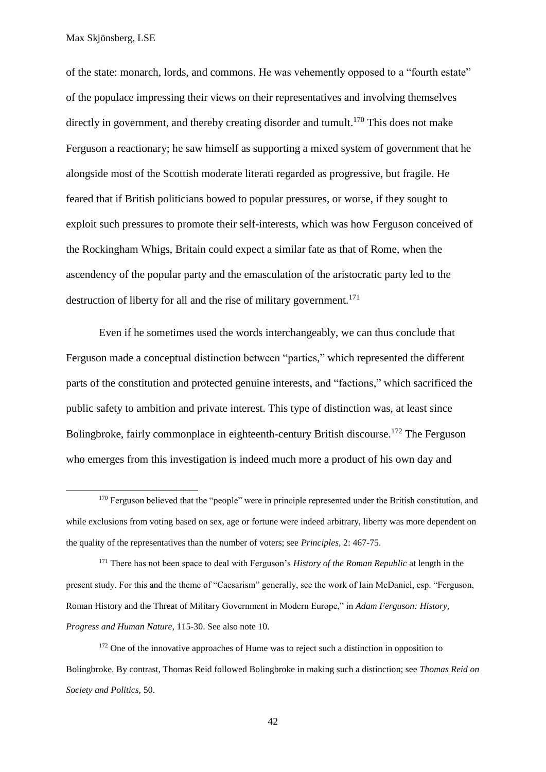of the state: monarch, lords, and commons. He was vehemently opposed to a "fourth estate" of the populace impressing their views on their representatives and involving themselves directly in government, and thereby creating disorder and tumult.[170] This does not make Ferguson a reactionary; he saw himself as supporting a mixed system of government that he alongside most of the Scottish moderate literati regarded as progressive, but fragile. He feared that if British politicians bowed to popular pressures, or worse, if they sought to exploit such pressures to promote their self-interests, which was how Ferguson conceived of the Rockingham Whigs, Britain could expect a similar fate as that of Rome, when the ascendency of the popular party and the emasculation of the aristocratic party led to the destruction of liberty for all and the rise of military government.[171]

Even if he sometimes used the words interchangeably, we can thus conclude that Ferguson made a conceptual distinction between "parties," which represented the different parts of the constitution and protected genuine interests, and "factions," which sacrificed the public safety to ambition and private interest. This type of distinction was, at least since Bolingbroke, fairly commonplace in eighteenth-century British discourse.[172] The Ferguson who emerges from this investigation is indeed much more a product of his own day and

[170] Ferguson believed that the "people" were in principle represented under the British constitution, and while exclusions from voting based on sex, age or fortune were indeed arbitrary, liberty was more dependent on the quality of the representatives than the number of voters; see *Principles*, 2: 467-75.

[171] There has not been space to deal with Ferguson's *History of the Roman Republic* at length in the present study. For this and the theme of "Caesarism" generally, see the work of Iain McDaniel, esp. "Ferguson, Roman History and the Threat of Military Government in Modern Europe," in *Adam Ferguson: History, Progress and Human Nature,* 115-30. See also note 10.

[172] One of the innovative approaches of Hume was to reject such a distinction in opposition to Bolingbroke. By contrast, Thomas Reid followed Bolingbroke in making such a distinction; see *Thomas Reid on Society and Politics,* 50.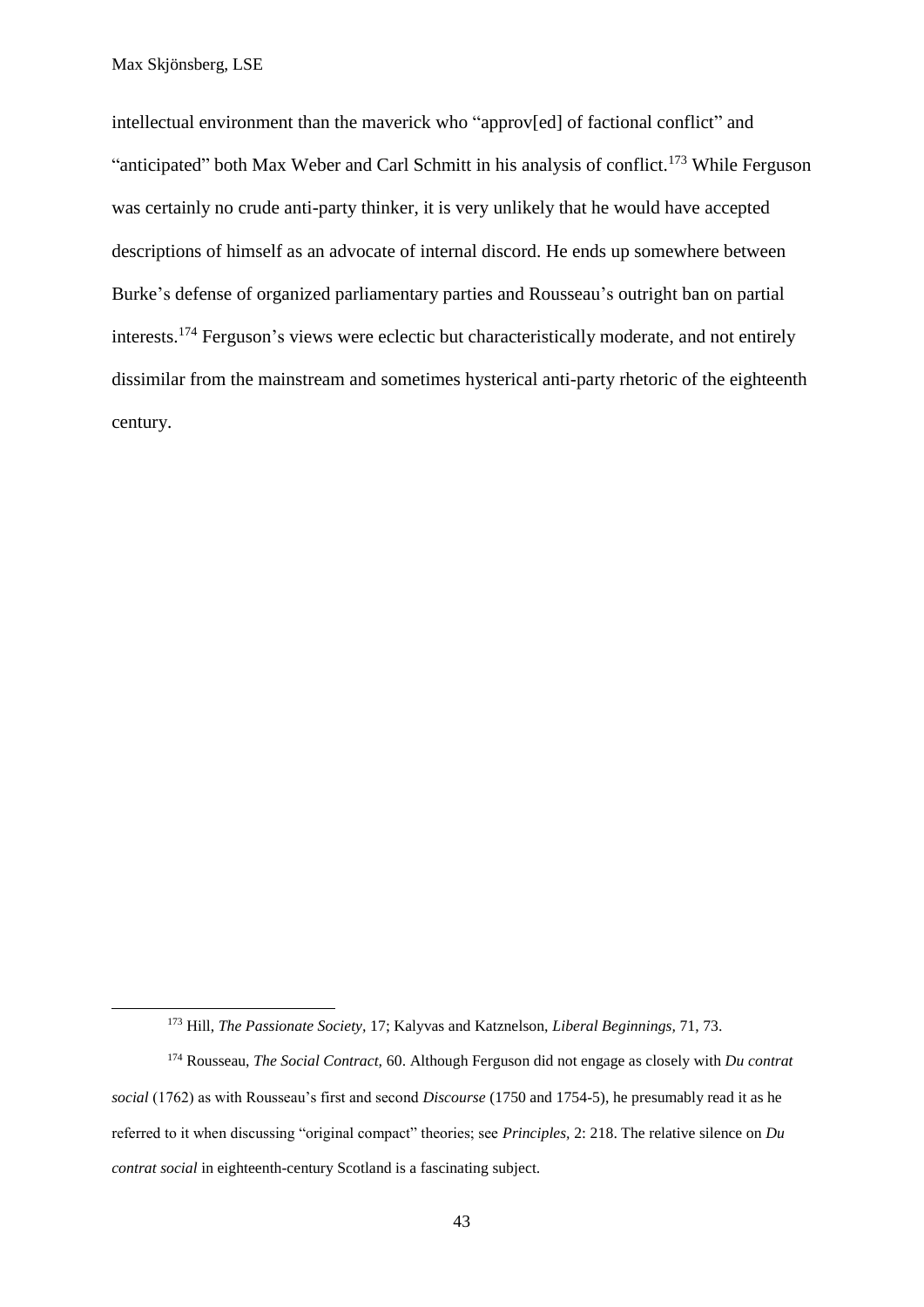intellectual environment than the maverick who "approv[ed] of factional conflict" and "anticipated" both Max Weber and Carl Schmitt in his analysis of conflict.[173] While Ferguson was certainly no crude anti-party thinker, it is very unlikely that he would have accepted descriptions of himself as an advocate of internal discord. He ends up somewhere between Burke's defense of organized parliamentary parties and Rousseau's outright ban on partial interests.[174] Ferguson's views were eclectic but characteristically moderate, and not entirely dissimilar from the mainstream and sometimes hysterical anti-party rhetoric of the eighteenth century.

---

[173] Hill, *The Passionate Society,* 17; Kalyvas and Katznelson, *Liberal Beginnings,* 71, 73.

[174] Rousseau, *The Social Contract,* 60. Although Ferguson did not engage as closely with *Du contrat social* (1762) as with Rousseau's first and second *Discourse* (1750 and 1754-5), he presumably read it as he referred to it when discussing "original compact" theories; see *Principles,* 2: 218. The relative silence on *Du contrat social* in eighteenth-century Scotland is a fascinating subject.